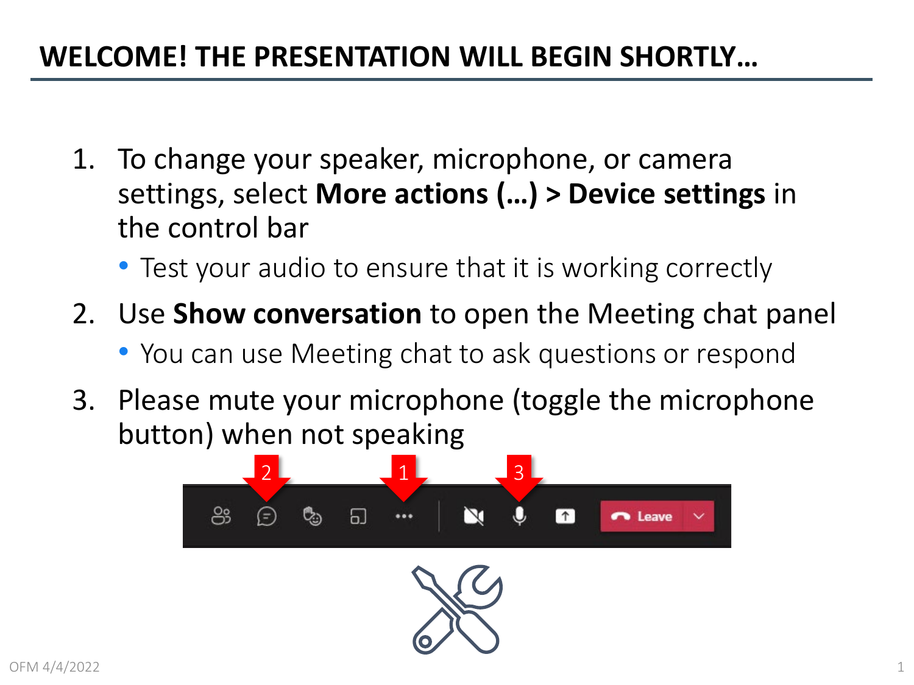# WELCOME! THE PRESENTATION WILL BEGIN SHORTLY…

1. To change your speaker, microphone, or camera settings, select **More actions (…) > Device settings** in the control bar
   - Test your audio to ensure that it is working correctly
2. Use **Show conversation** to open the Meeting chat panel
   - You can use Meeting chat to ask questions or respond
3. Please mute your microphone (toggle the microphone button) when not speaking

OFM 4/4/2022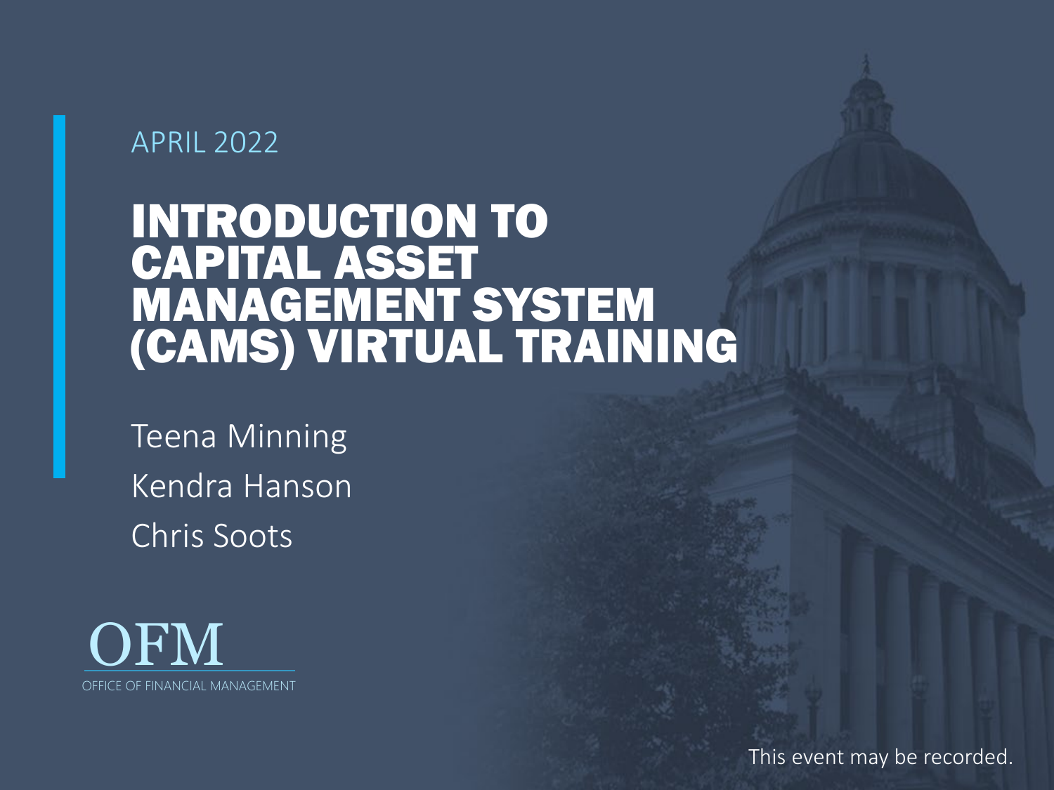APRIL 2022

# INTRODUCTION TO CAPITAL ASSET MANAGEMENT SYSTEM (CAMS) VIRTUAL TRAINING

Teena Minning

Kendra Hanson

Chris Soots

OFM

OFFICE OF FINANCIAL MANAGEMENT

This event may be recorded.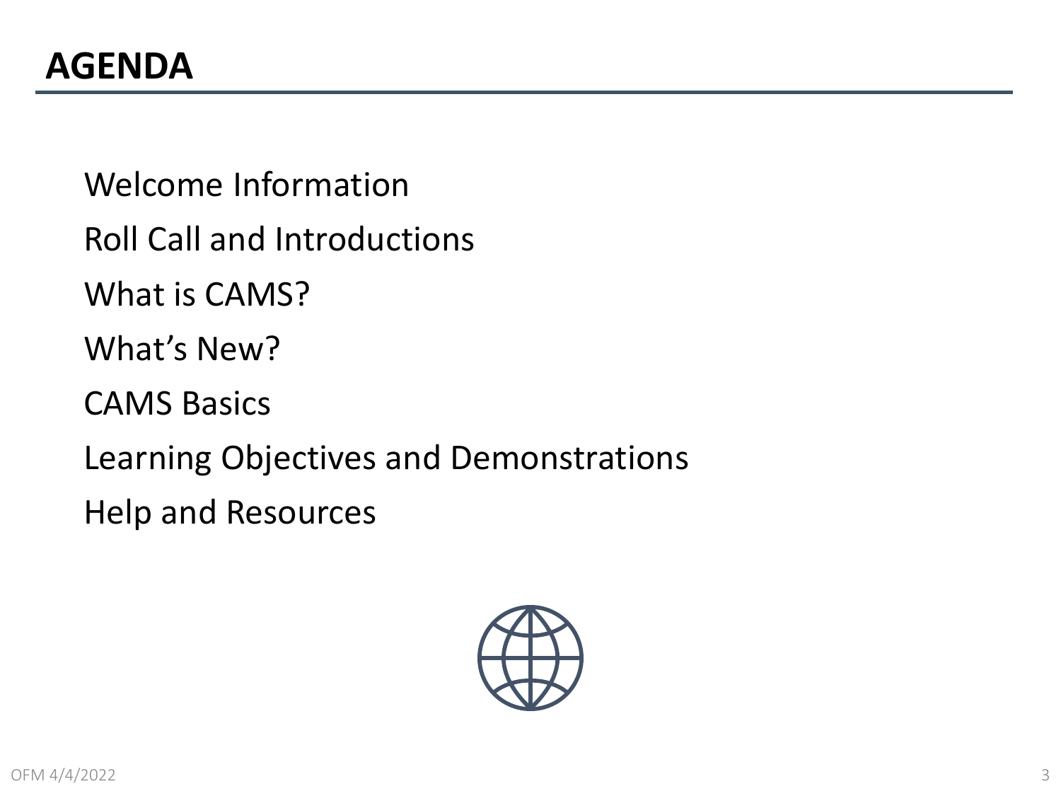# AGENDA

Welcome Information

Roll Call and Introductions

What is CAMS?

What's New?

CAMS Basics

Learning Objectives and Demonstrations

Help and Resources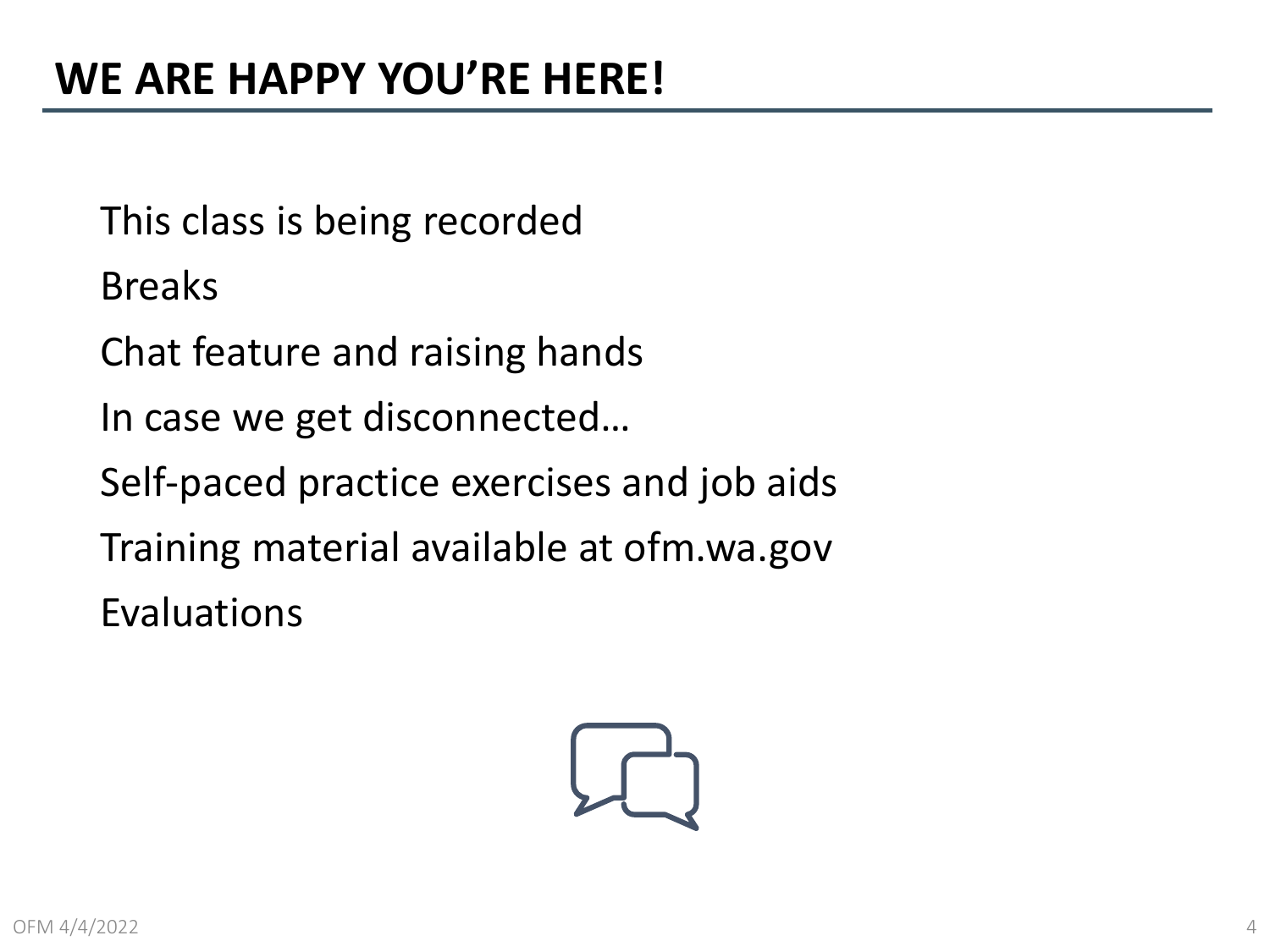# WE ARE HAPPY YOU'RE HERE!

This class is being recorded

Breaks

Chat feature and raising hands

In case we get disconnected…

Self-paced practice exercises and job aids

Training material available at ofm.wa.gov

Evaluations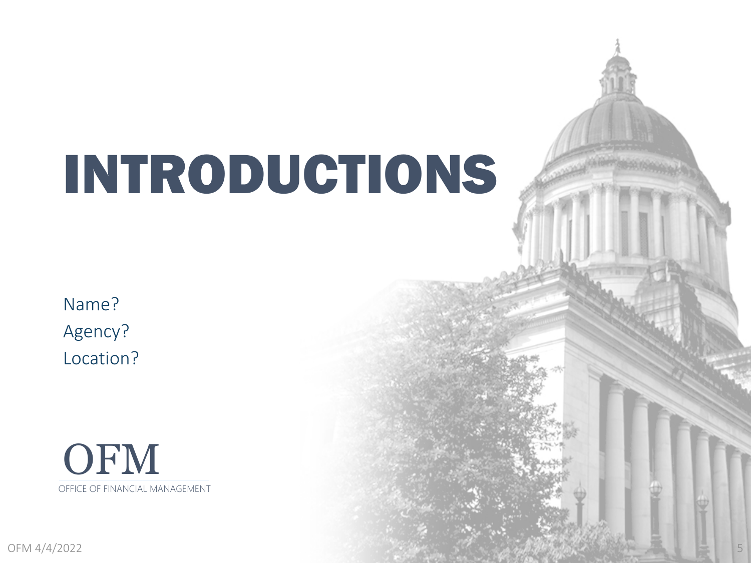# INTRODUCTIONS

Name?

Agency?

Location?

OFM

OFFICE OF FINANCIAL MANAGEMENT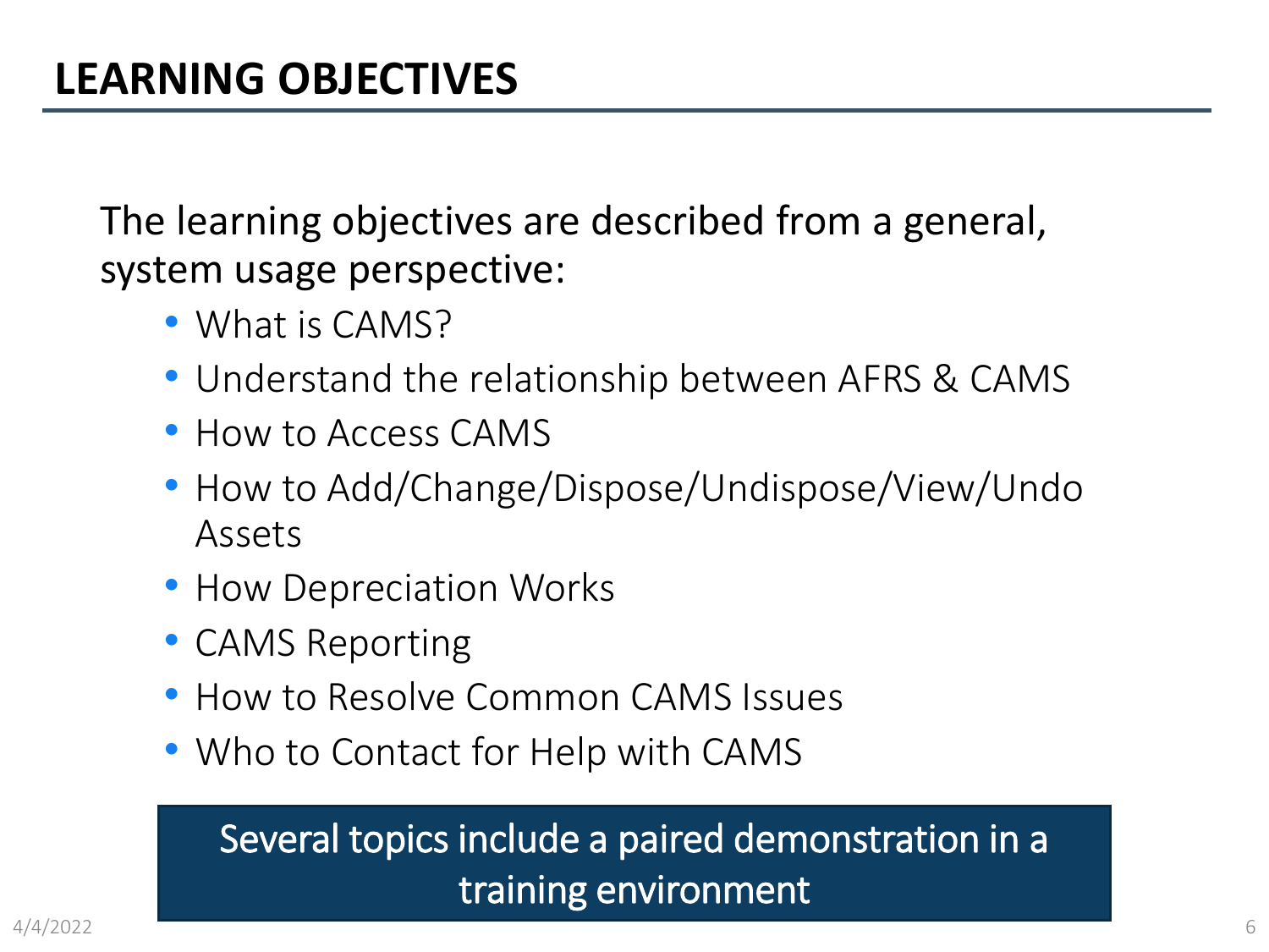# LEARNING OBJECTIVES

The learning objectives are described from a general, system usage perspective:

- What is CAMS?
- Understand the relationship between AFRS & CAMS
- How to Access CAMS
- How to Add/Change/Dispose/Undispose/View/Undo Assets
- How Depreciation Works
- CAMS Reporting
- How to Resolve Common CAMS Issues
- Who to Contact for Help with CAMS

Several topics include a paired demonstration in a training environment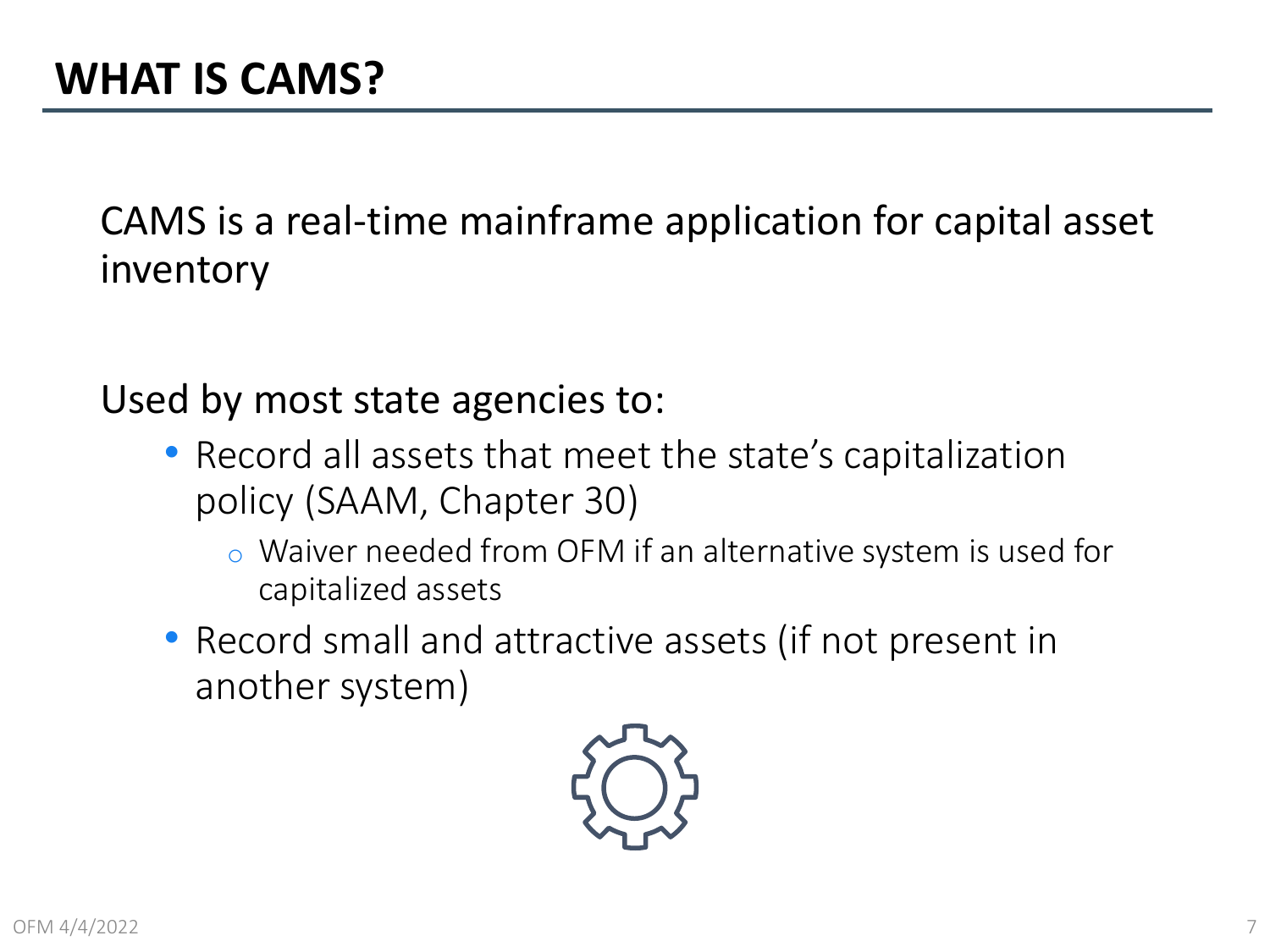# WHAT IS CAMS?

CAMS is a real-time mainframe application for capital asset inventory

Used by most state agencies to:

- Record all assets that meet the state's capitalization policy (SAAM, Chapter 30)
  - Waiver needed from OFM if an alternative system is used for capitalized assets
- Record small and attractive assets (if not present in another system)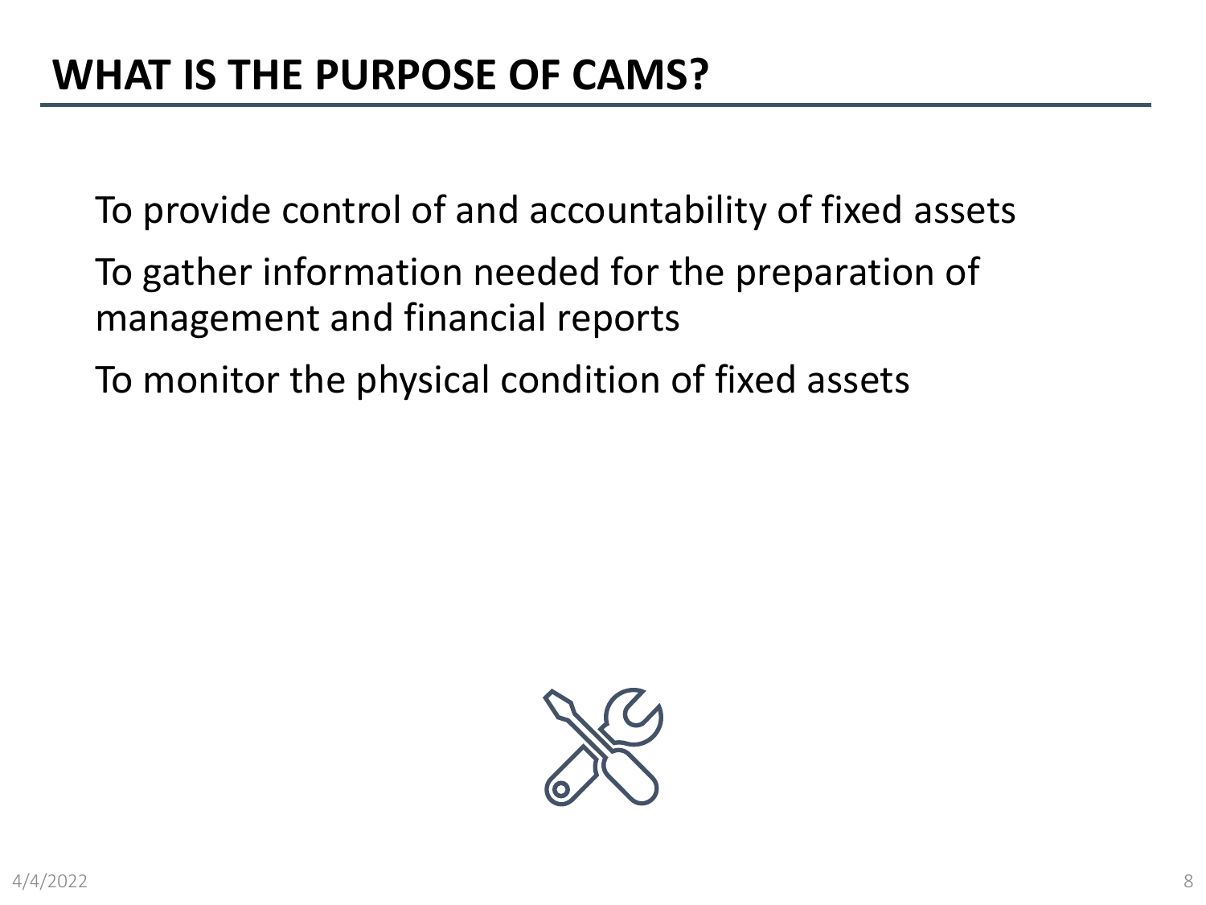# WHAT IS THE PURPOSE OF CAMS?

To provide control of and accountability of fixed assets

To gather information needed for the preparation of management and financial reports

To monitor the physical condition of fixed assets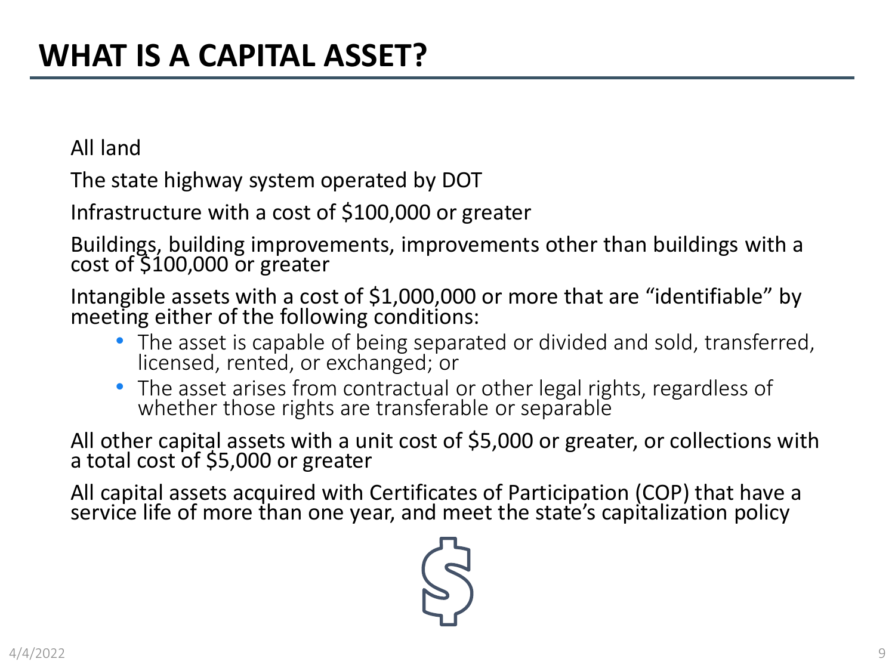# WHAT IS A CAPITAL ASSET?

All land

The state highway system operated by DOT

Infrastructure with a cost of $100,000 or greater

Buildings, building improvements, improvements other than buildings with a cost of $100,000 or greater

Intangible assets with a cost of $1,000,000 or more that are "identifiable" by meeting either of the following conditions:

- The asset is capable of being separated or divided and sold, transferred, licensed, rented, or exchanged; or
- The asset arises from contractual or other legal rights, regardless of whether those rights are transferable or separable

All other capital assets with a unit cost of $5,000 or greater, or collections with a total cost of $5,000 or greater

All capital assets acquired with Certificates of Participation (COP) that have a service life of more than one year, and meet the state's capitalization policy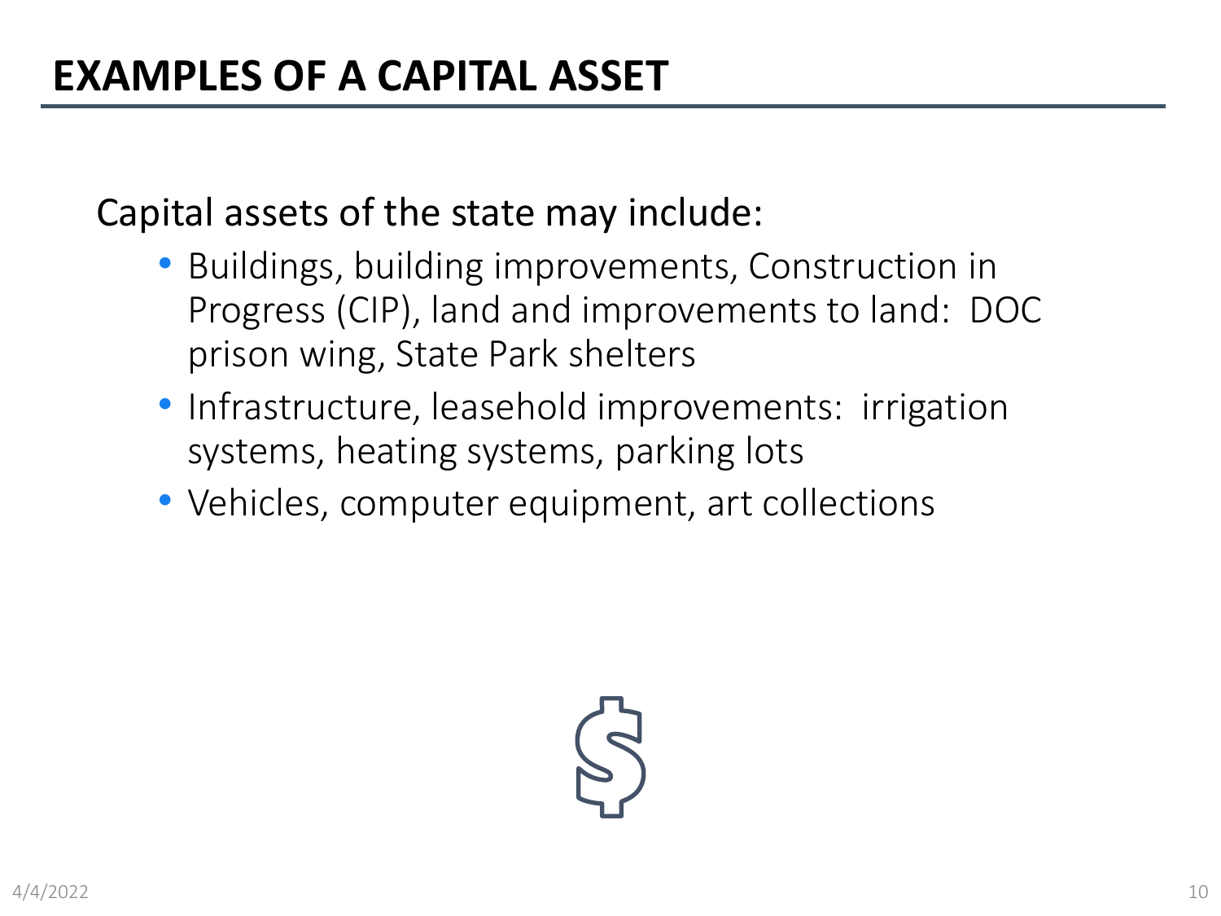# EXAMPLES OF A CAPITAL ASSET

Capital assets of the state may include:

- Buildings, building improvements, Construction in Progress (CIP), land and improvements to land:  DOC prison wing, State Park shelters
- Infrastructure, leasehold improvements:  irrigation systems, heating systems, parking lots
- Vehicles, computer equipment, art collections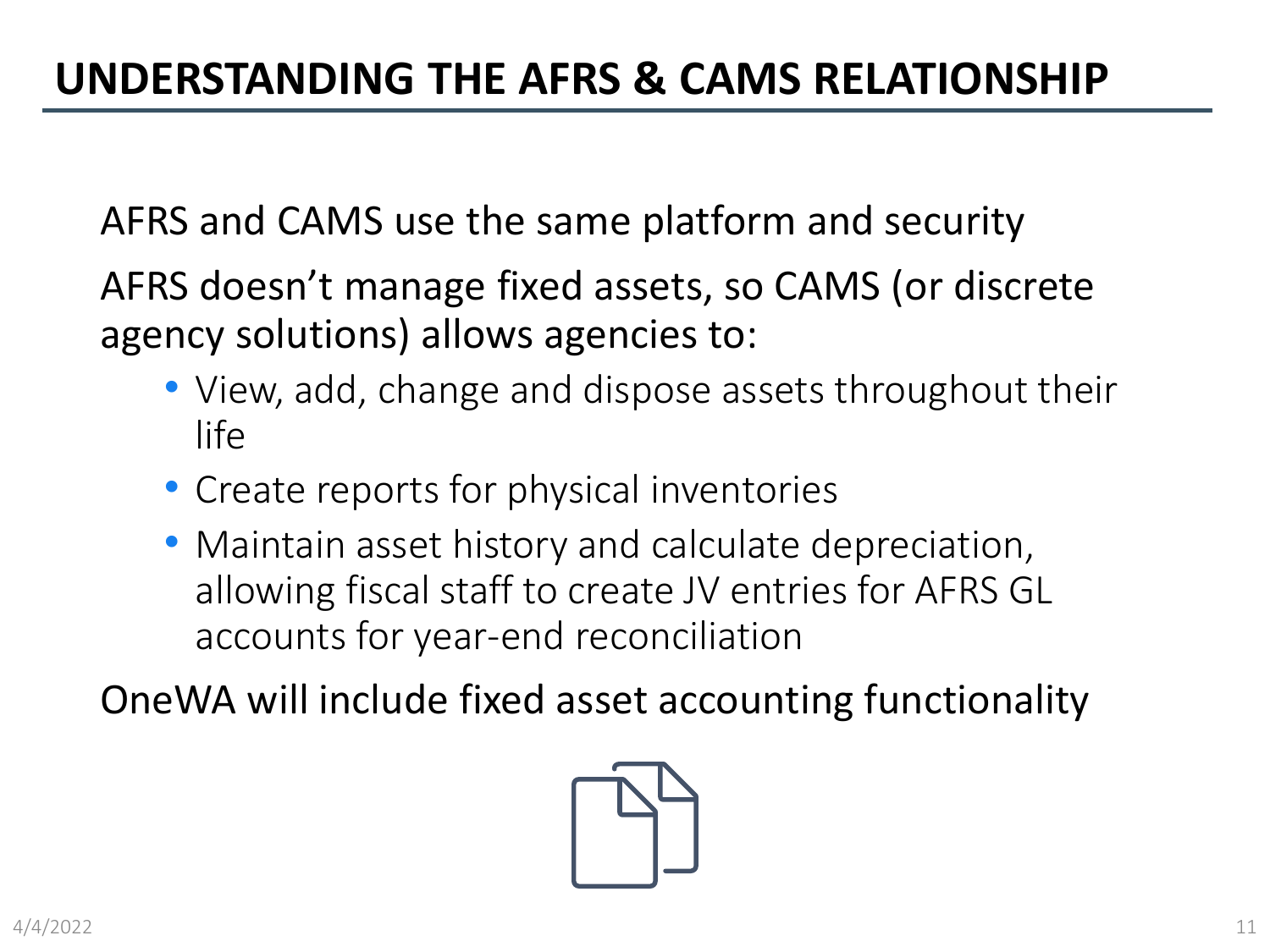# UNDERSTANDING THE AFRS & CAMS RELATIONSHIP

AFRS and CAMS use the same platform and security

AFRS doesn't manage fixed assets, so CAMS (or discrete agency solutions) allows agencies to:

- View, add, change and dispose assets throughout their life
- Create reports for physical inventories
- Maintain asset history and calculate depreciation, allowing fiscal staff to create JV entries for AFRS GL accounts for year-end reconciliation

OneWA will include fixed asset accounting functionality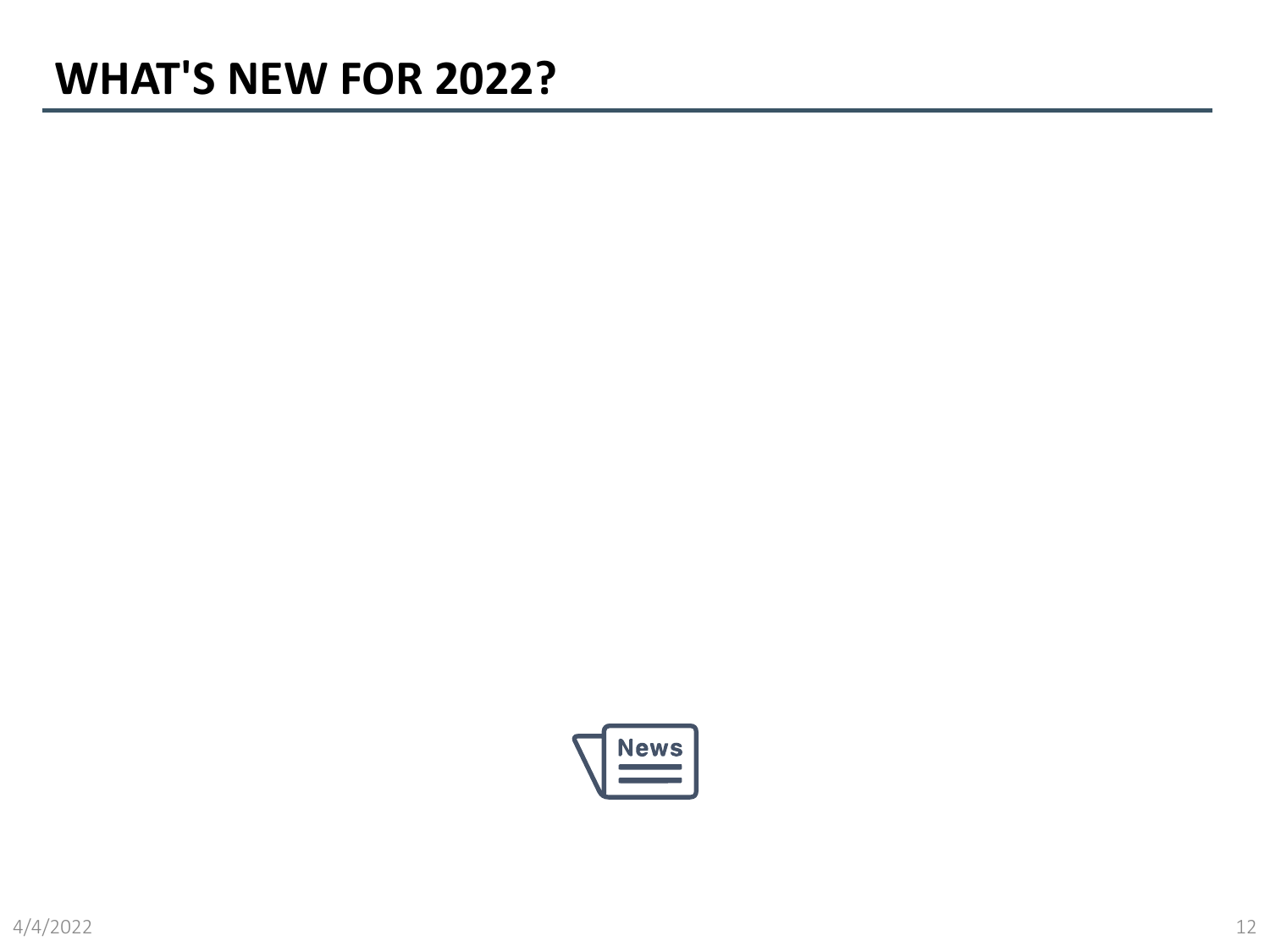# WHAT'S NEW FOR 2022?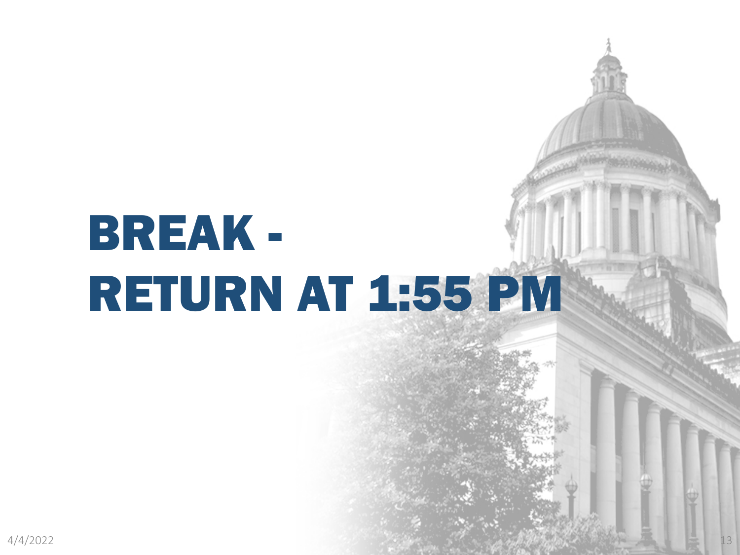# BREAK - RETURN AT 1:55 PM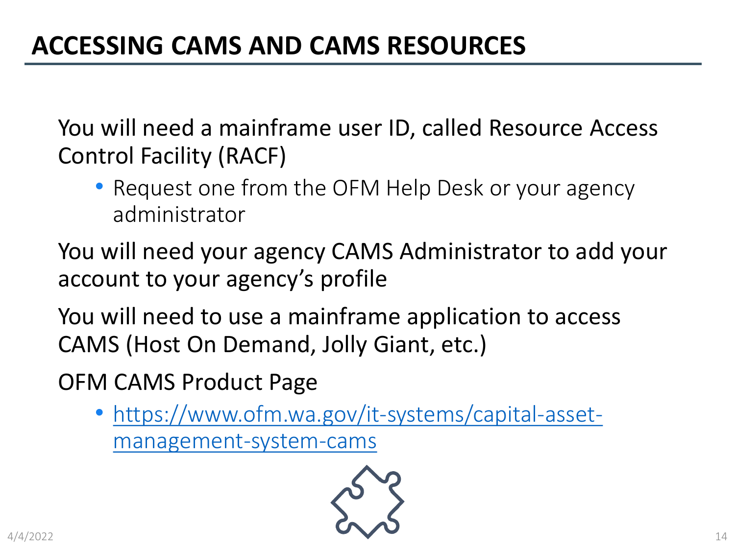# ACCESSING CAMS AND CAMS RESOURCES

You will need a mainframe user ID, called Resource Access Control Facility (RACF)

- Request one from the OFM Help Desk or your agency administrator

You will need your agency CAMS Administrator to add your account to your agency's profile

You will need to use a mainframe application to access CAMS (Host On Demand, Jolly Giant, etc.)

OFM CAMS Product Page

- https://www.ofm.wa.gov/it-systems/capital-asset-management-system-cams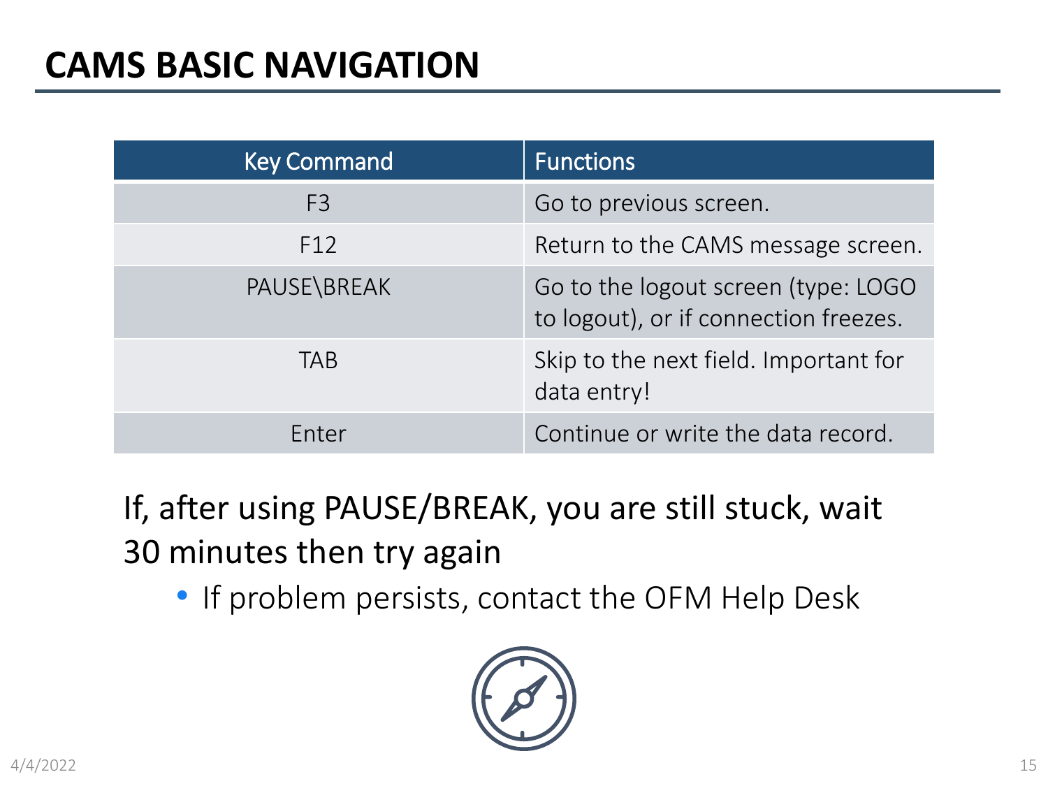# CAMS BASIC NAVIGATION

| Key Command | Functions |
| --- | --- |
| F3 | Go to previous screen. |
| F12 | Return to the CAMS message screen. |
| PAUSE\BREAK | Go to the logout screen (type: LOGO to logout), or if connection freezes. |
| TAB | Skip to the next field. Important for data entry! |
| Enter | Continue or write the data record. |

If, after using PAUSE/BREAK, you are still stuck, wait 30 minutes then try again

- If problem persists, contact the OFM Help Desk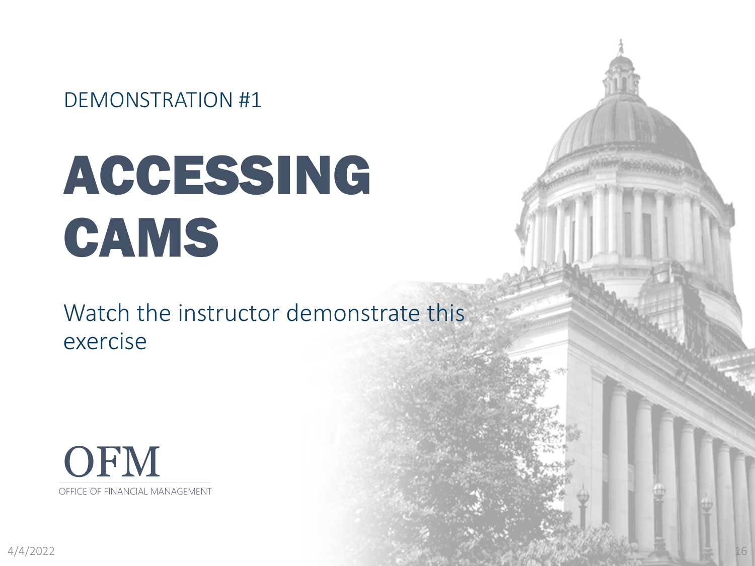DEMONSTRATION #1

# ACCESSING CAMS

Watch the instructor demonstrate this exercise

OFM

OFFICE OF FINANCIAL MANAGEMENT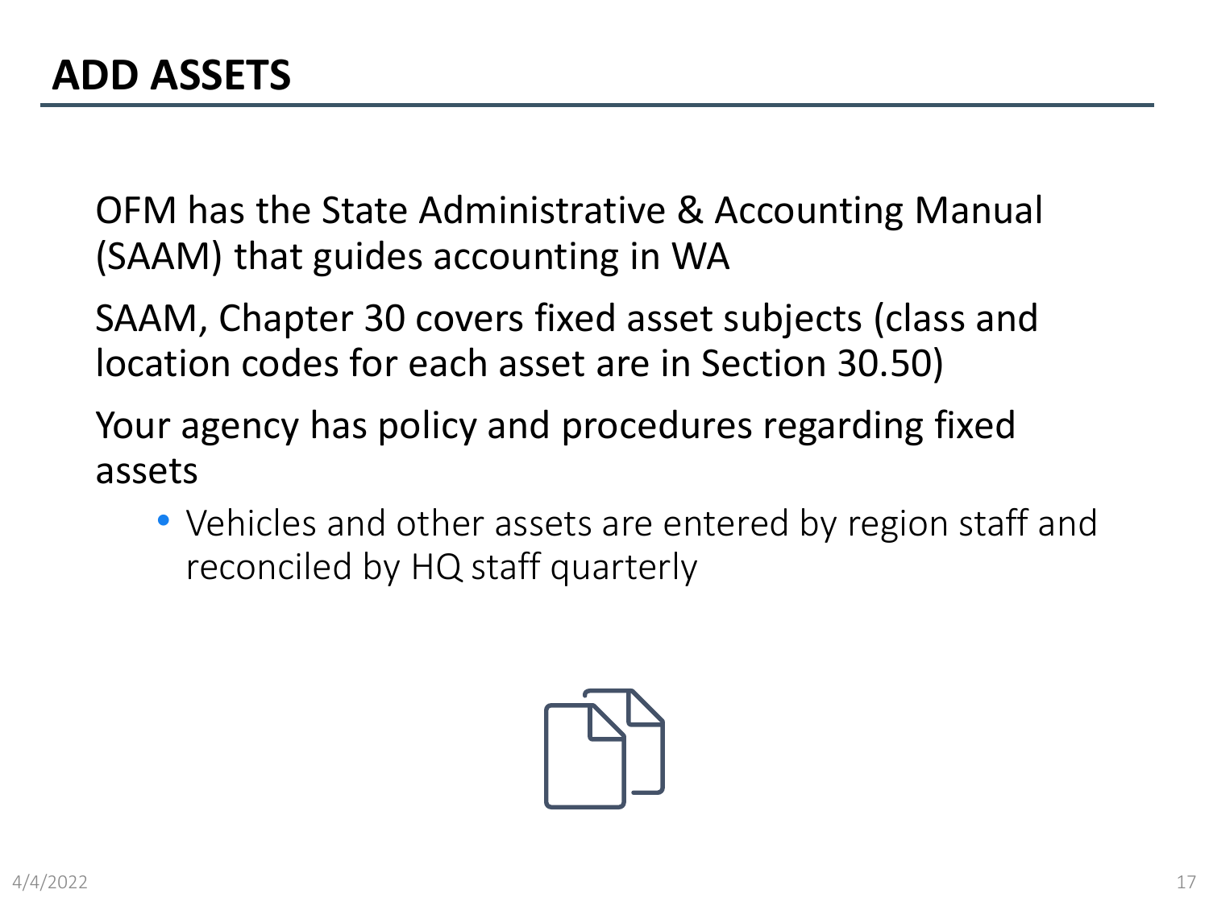# ADD ASSETS

OFM has the State Administrative & Accounting Manual (SAAM) that guides accounting in WA

SAAM, Chapter 30 covers fixed asset subjects (class and location codes for each asset are in Section 30.50)

Your agency has policy and procedures regarding fixed assets

- Vehicles and other assets are entered by region staff and reconciled by HQ staff quarterly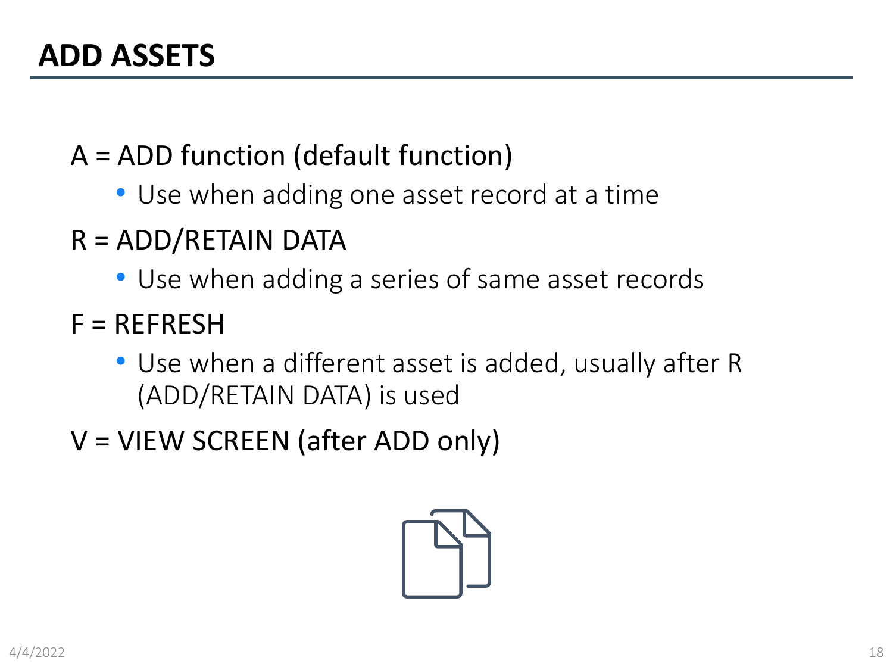# ADD ASSETS

A = ADD function (default function)

- Use when adding one asset record at a time

R = ADD/RETAIN DATA

- Use when adding a series of same asset records

F = REFRESH

- Use when a different asset is added, usually after R (ADD/RETAIN DATA) is used

V = VIEW SCREEN (after ADD only)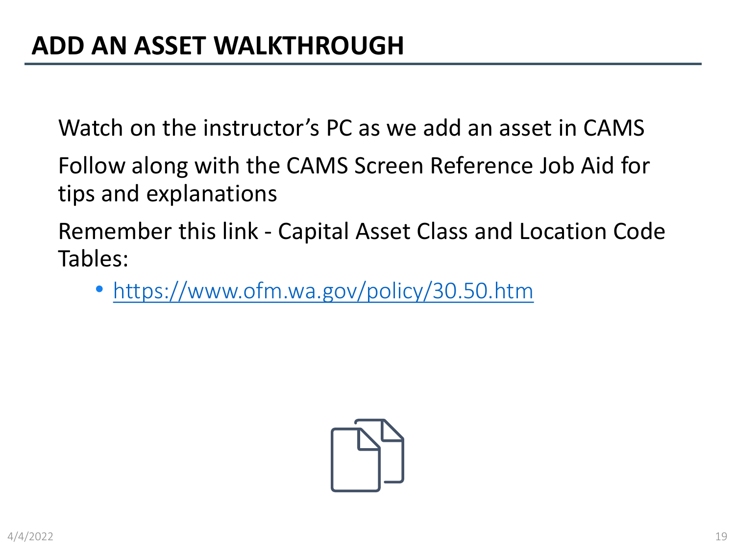# ADD AN ASSET WALKTHROUGH

Watch on the instructor's PC as we add an asset in CAMS

Follow along with the CAMS Screen Reference Job Aid for tips and explanations

Remember this link - Capital Asset Class and Location Code Tables:

- https://www.ofm.wa.gov/policy/30.50.htm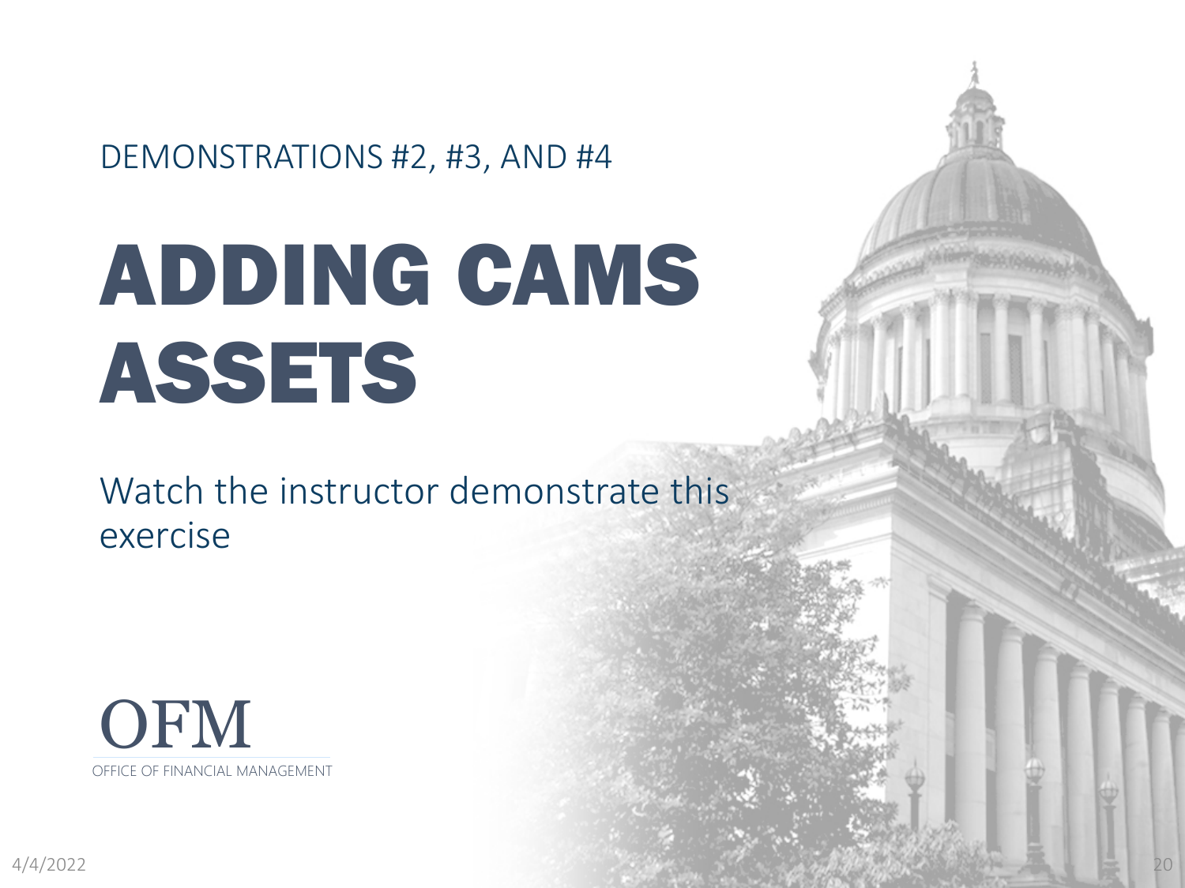DEMONSTRATIONS #2, #3, AND #4

# ADDING CAMS ASSETS

Watch the instructor demonstrate this exercise

OFM

OFFICE OF FINANCIAL MANAGEMENT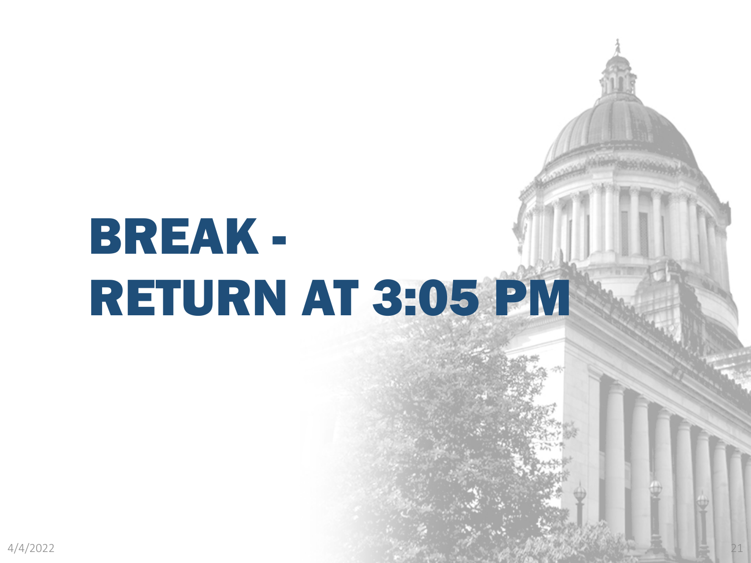# BREAK - RETURN AT 3:05 PM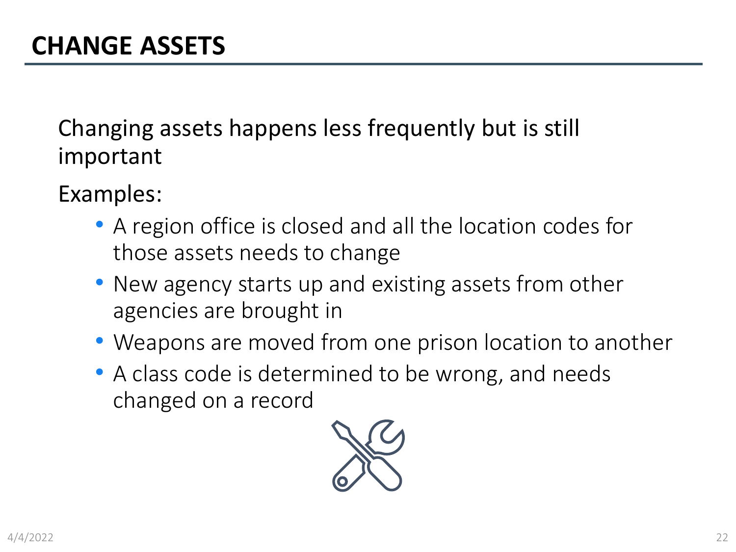# CHANGE ASSETS

Changing assets happens less frequently but is still important

Examples:

- A region office is closed and all the location codes for those assets needs to change
- New agency starts up and existing assets from other agencies are brought in
- Weapons are moved from one prison location to another
- A class code is determined to be wrong, and needs changed on a record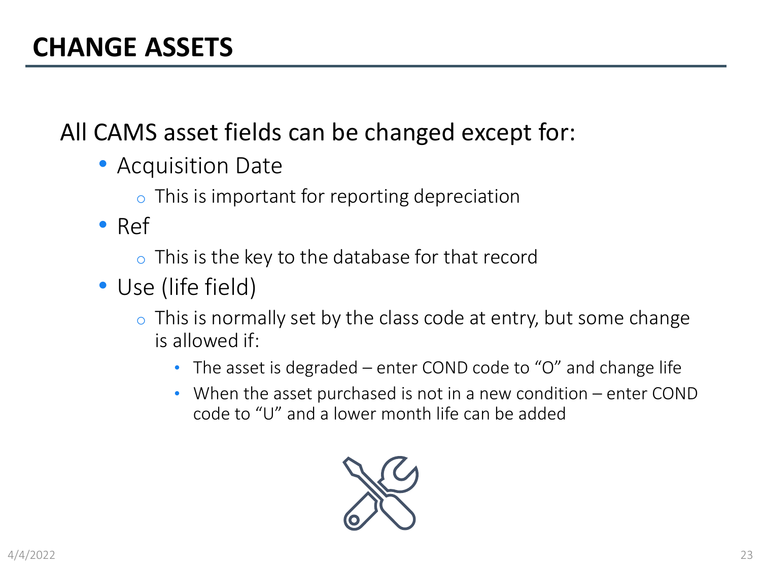# CHANGE ASSETS

All CAMS asset fields can be changed except for:

- Acquisition Date
  - This is important for reporting depreciation
- Ref
  - This is the key to the database for that record
- Use (life field)
  - This is normally set by the class code at entry, but some change is allowed if:
    - The asset is degraded – enter COND code to "O" and change life
    - When the asset purchased is not in a new condition – enter COND code to "U" and a lower month life can be added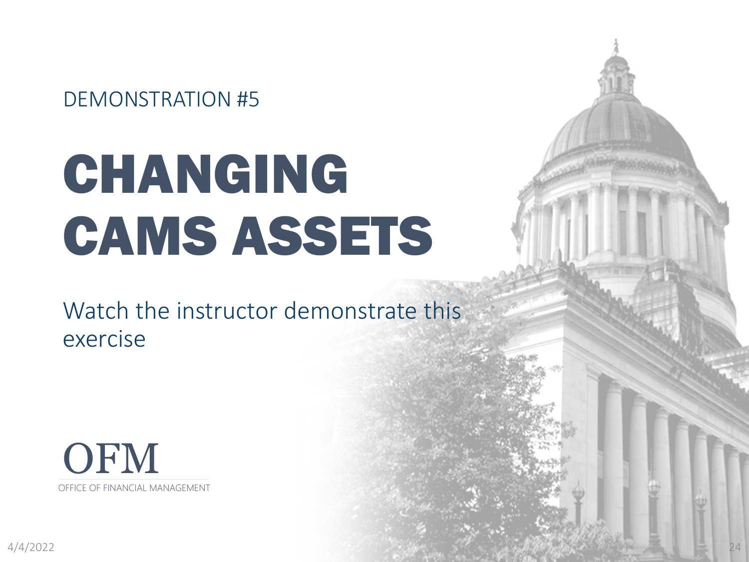DEMONSTRATION #5

# CHANGING CAMS ASSETS

Watch the instructor demonstrate this exercise

OFM

OFFICE OF FINANCIAL MANAGEMENT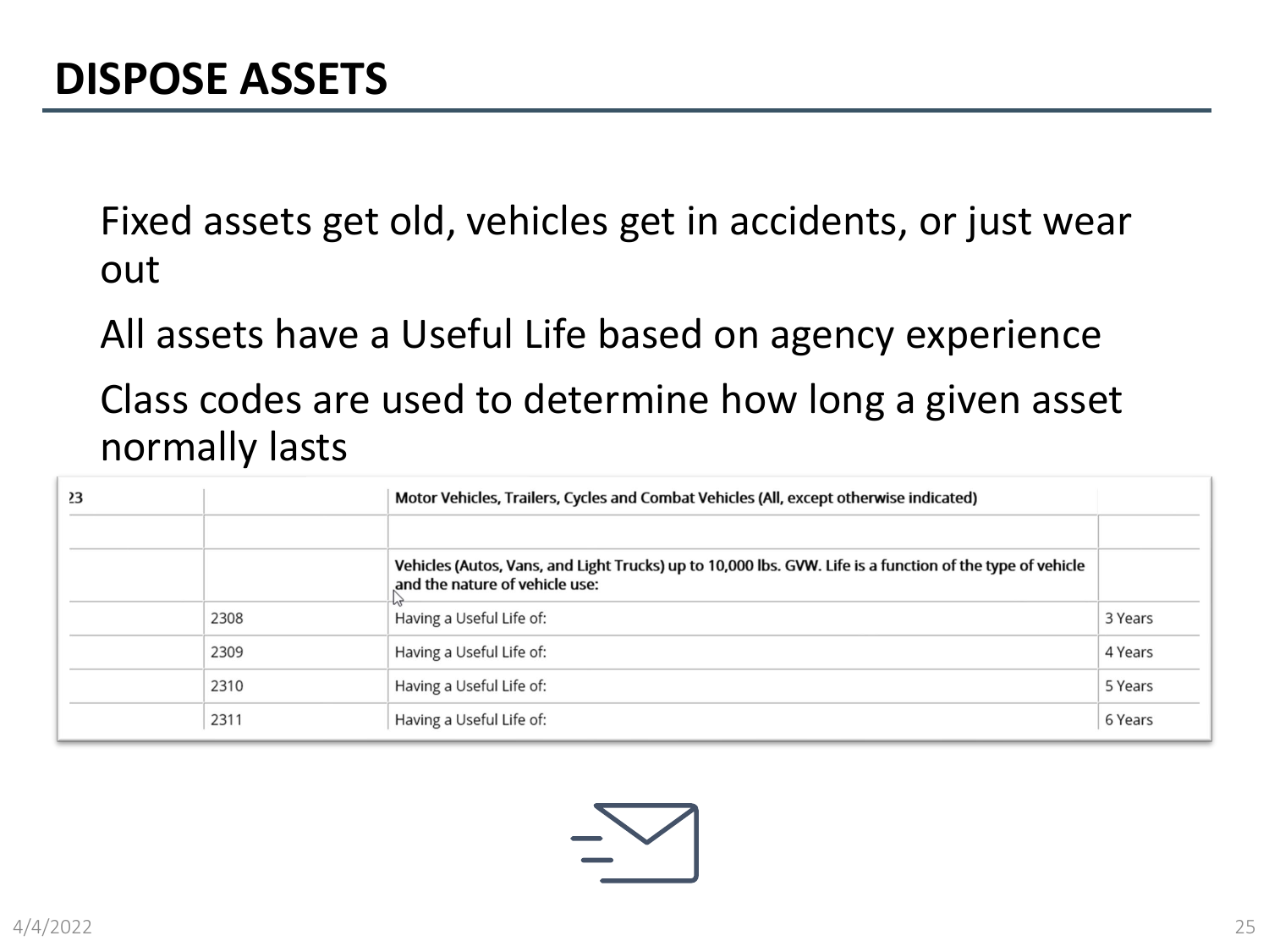# DISPOSE ASSETS

Fixed assets get old, vehicles get in accidents, or just wear out

All assets have a Useful Life based on agency experience

Class codes are used to determine how long a given asset normally lasts

| 23 | | **Motor Vehicles, Trailers, Cycles and Combat Vehicles (All, except otherwise indicated)** | |
|---|---|---|---|
| | | | |
| | | **Vehicles (Autos, Vans, and Light Trucks) up to 10,000 lbs. GVW. Life is a function of the type of vehicle and the nature of vehicle use:** | |
| | 2308 | Having a Useful Life of: | 3 Years |
| | 2309 | Having a Useful Life of: | 4 Years |
| | 2310 | Having a Useful Life of: | 5 Years |
| | 2311 | Having a Useful Life of: | 6 Years |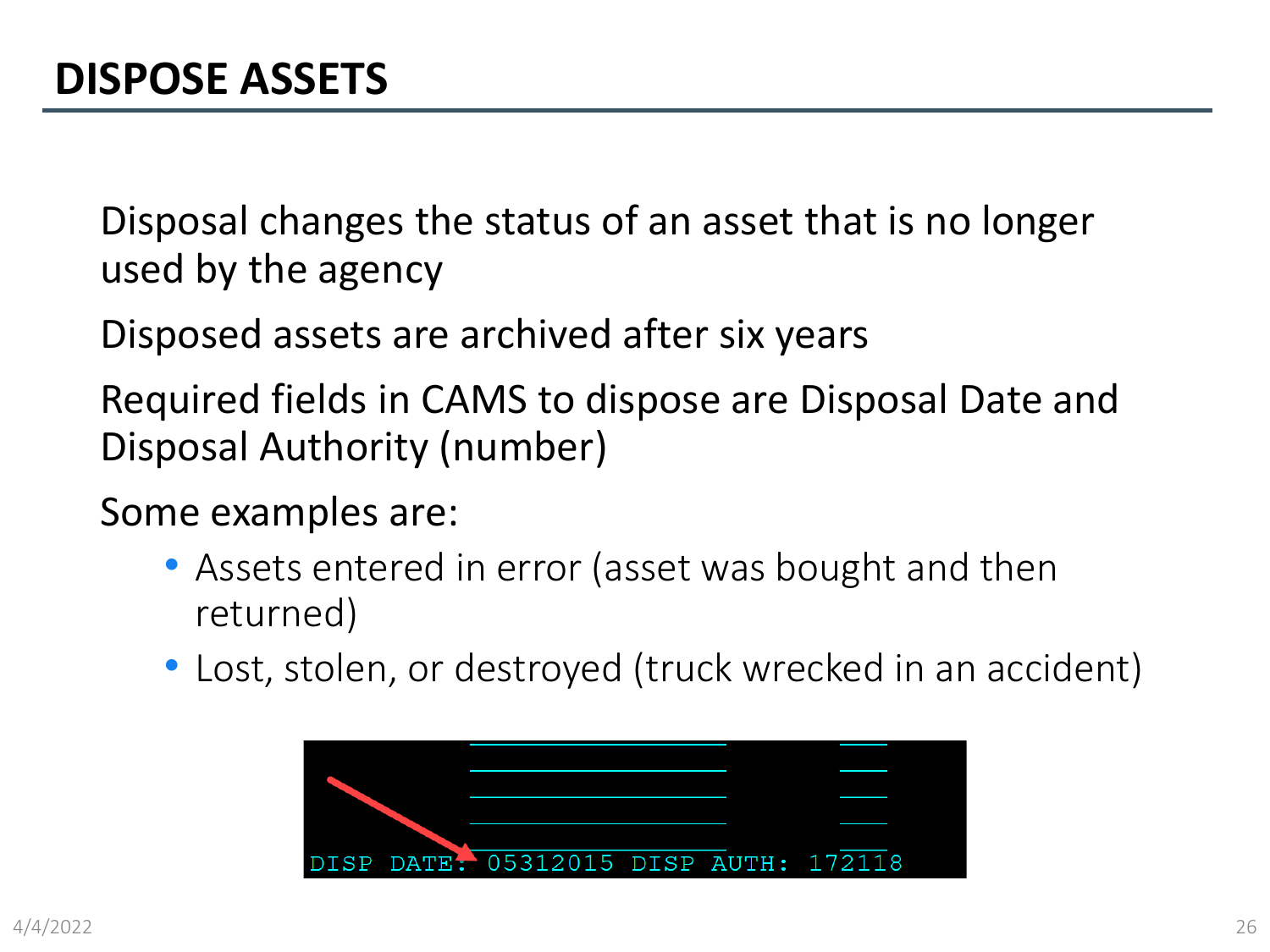# DISPOSE ASSETS

Disposal changes the status of an asset that is no longer used by the agency

Disposed assets are archived after six years

Required fields in CAMS to dispose are Disposal Date and Disposal Authority (number)

Some examples are:

- Assets entered in error (asset was bought and then returned)
- Lost, stolen, or destroyed (truck wrecked in an accident)

```
DISP DATE: 05312015 DISP AUTH: 172118
```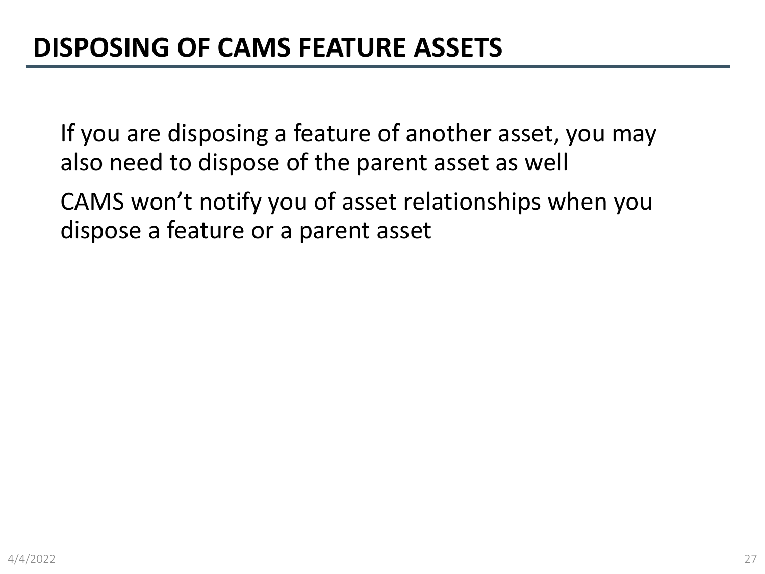# DISPOSING OF CAMS FEATURE ASSETS

If you are disposing a feature of another asset, you may also need to dispose of the parent asset as well

CAMS won’t notify you of asset relationships when you dispose a feature or a parent asset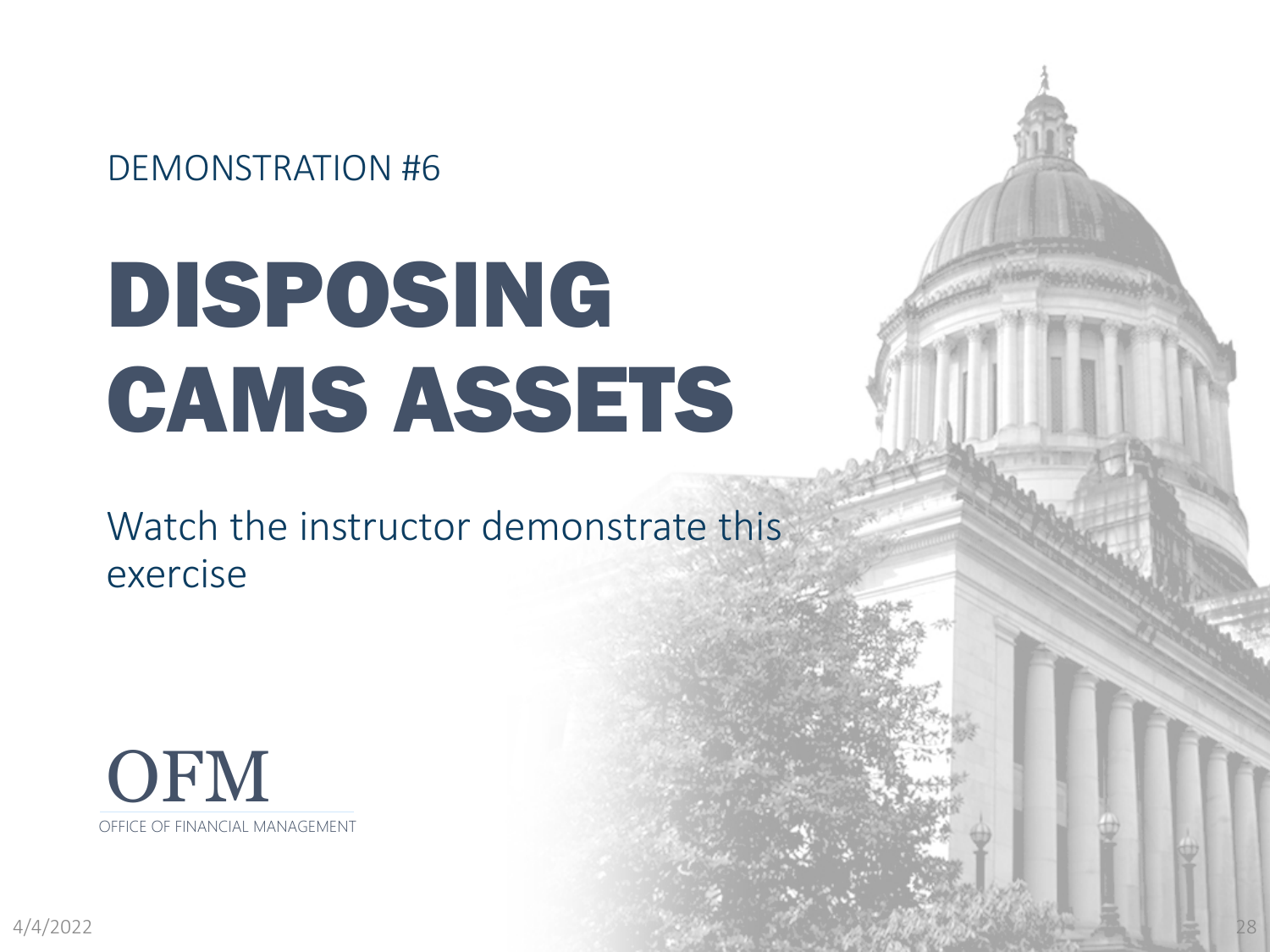DEMONSTRATION #6

# DISPOSING CAMS ASSETS

Watch the instructor demonstrate this exercise

OFM

OFFICE OF FINANCIAL MANAGEMENT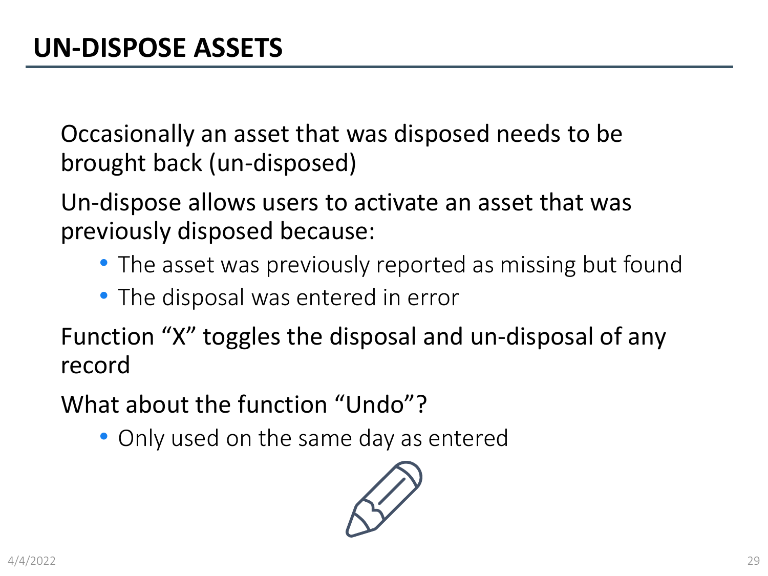# UN-DISPOSE ASSETS

Occasionally an asset that was disposed needs to be brought back (un-disposed)

Un-dispose allows users to activate an asset that was previously disposed because:

- The asset was previously reported as missing but found
- The disposal was entered in error

Function “X” toggles the disposal and un-disposal of any record

What about the function “Undo”?

- Only used on the same day as entered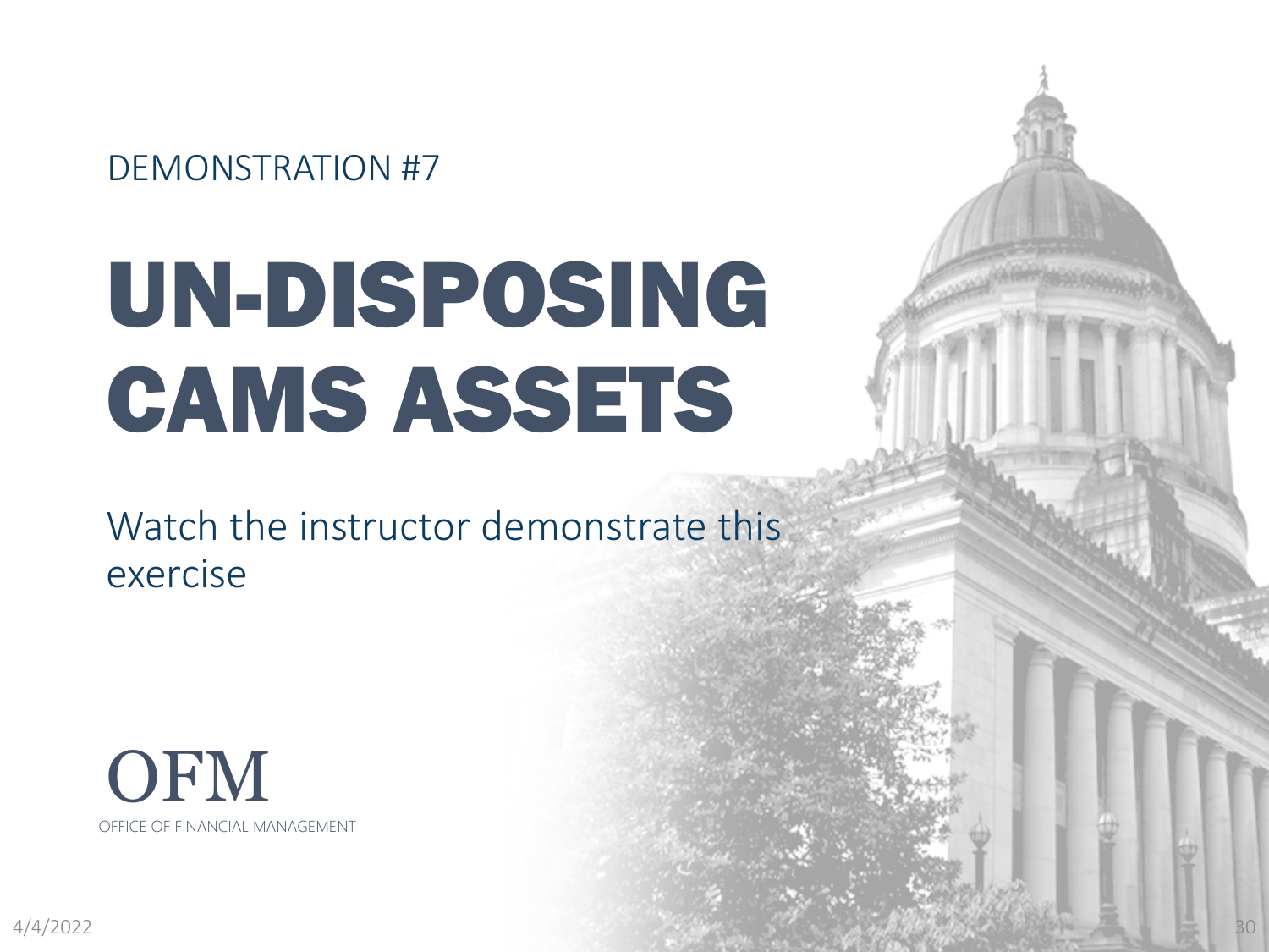DEMONSTRATION #7

# UN-DISPOSING CAMS ASSETS

Watch the instructor demonstrate this exercise

OFM

OFFICE OF FINANCIAL MANAGEMENT

4/4/2022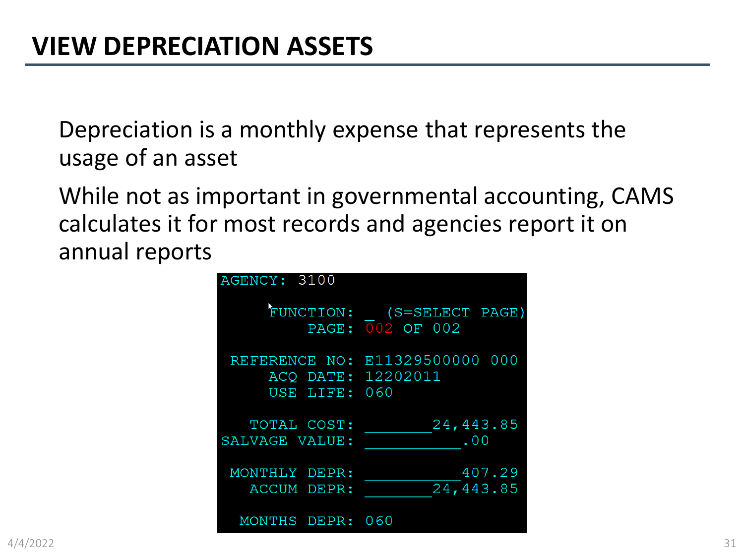# VIEW DEPRECIATION ASSETS

Depreciation is a monthly expense that represents the usage of an asset

While not as important in governmental accounting, CAMS calculates it for most records and agencies report it on annual reports

```
AGENCY: 3100

     FUNCTION: _  (S=SELECT PAGE)
         PAGE: 002 OF 002

 REFERENCE NO: E11329500000 000
     ACQ DATE: 12202011
     USE LIFE: 060

   TOTAL COST: _______24,443.85
SALVAGE VALUE: __________.00

 MONTHLY DEPR: __________407.29
   ACCUM DEPR: _______24,443.85

  MONTHS DEPR: 060
```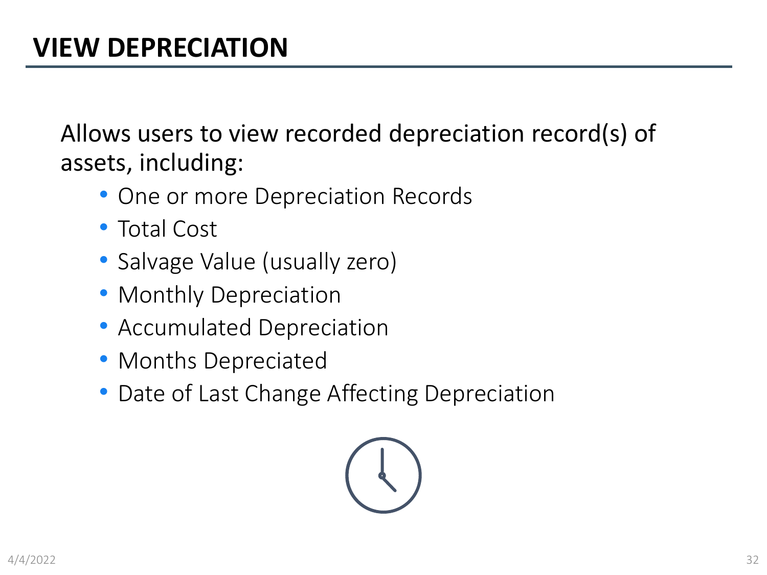# VIEW DEPRECIATION

Allows users to view recorded depreciation record(s) of assets, including:

- One or more Depreciation Records
- Total Cost
- Salvage Value (usually zero)
- Monthly Depreciation
- Accumulated Depreciation
- Months Depreciated
- Date of Last Change Affecting Depreciation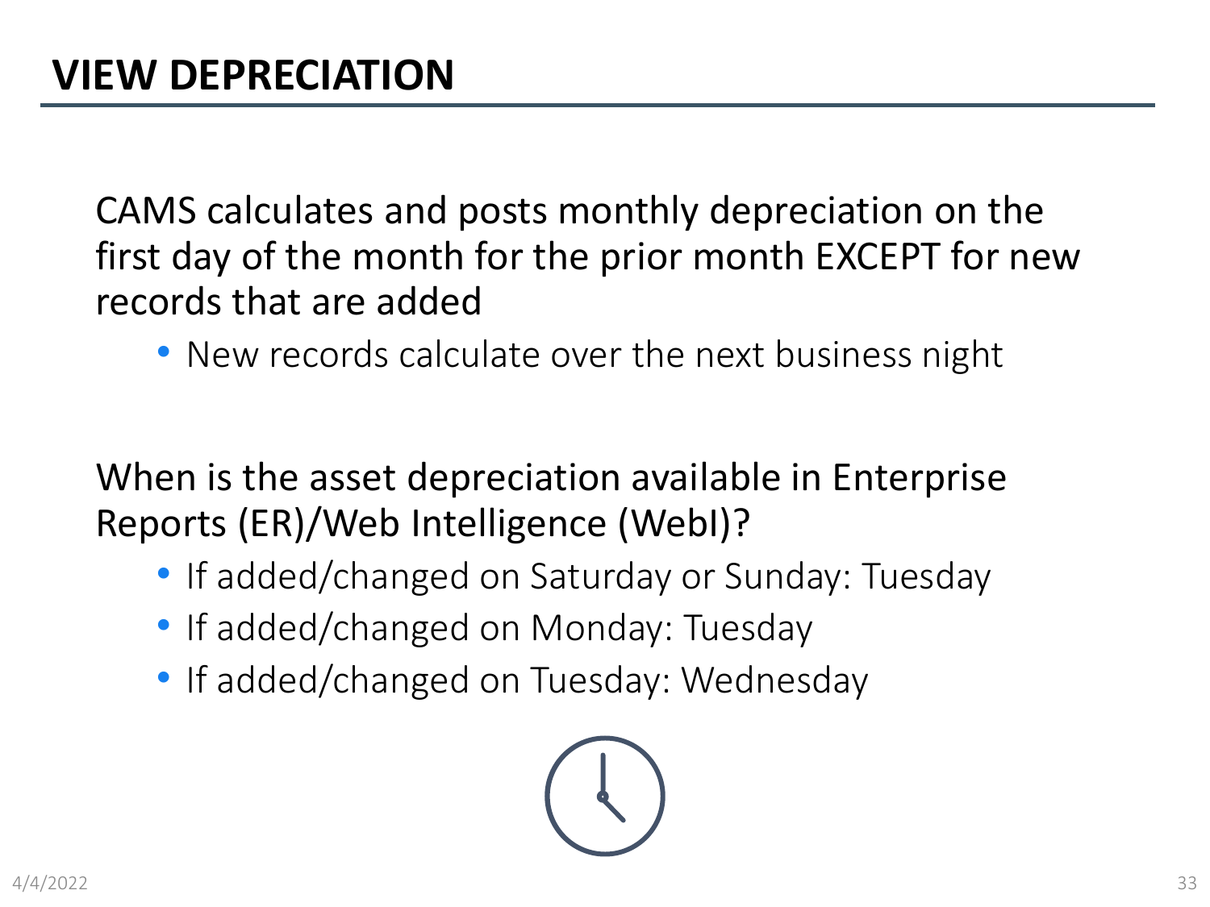# VIEW DEPRECIATION

CAMS calculates and posts monthly depreciation on the first day of the month for the prior month EXCEPT for new records that are added

- New records calculate over the next business night

When is the asset depreciation available in Enterprise Reports (ER)/Web Intelligence (WebI)?

- If added/changed on Saturday or Sunday: Tuesday
- If added/changed on Monday: Tuesday
- If added/changed on Tuesday: Wednesday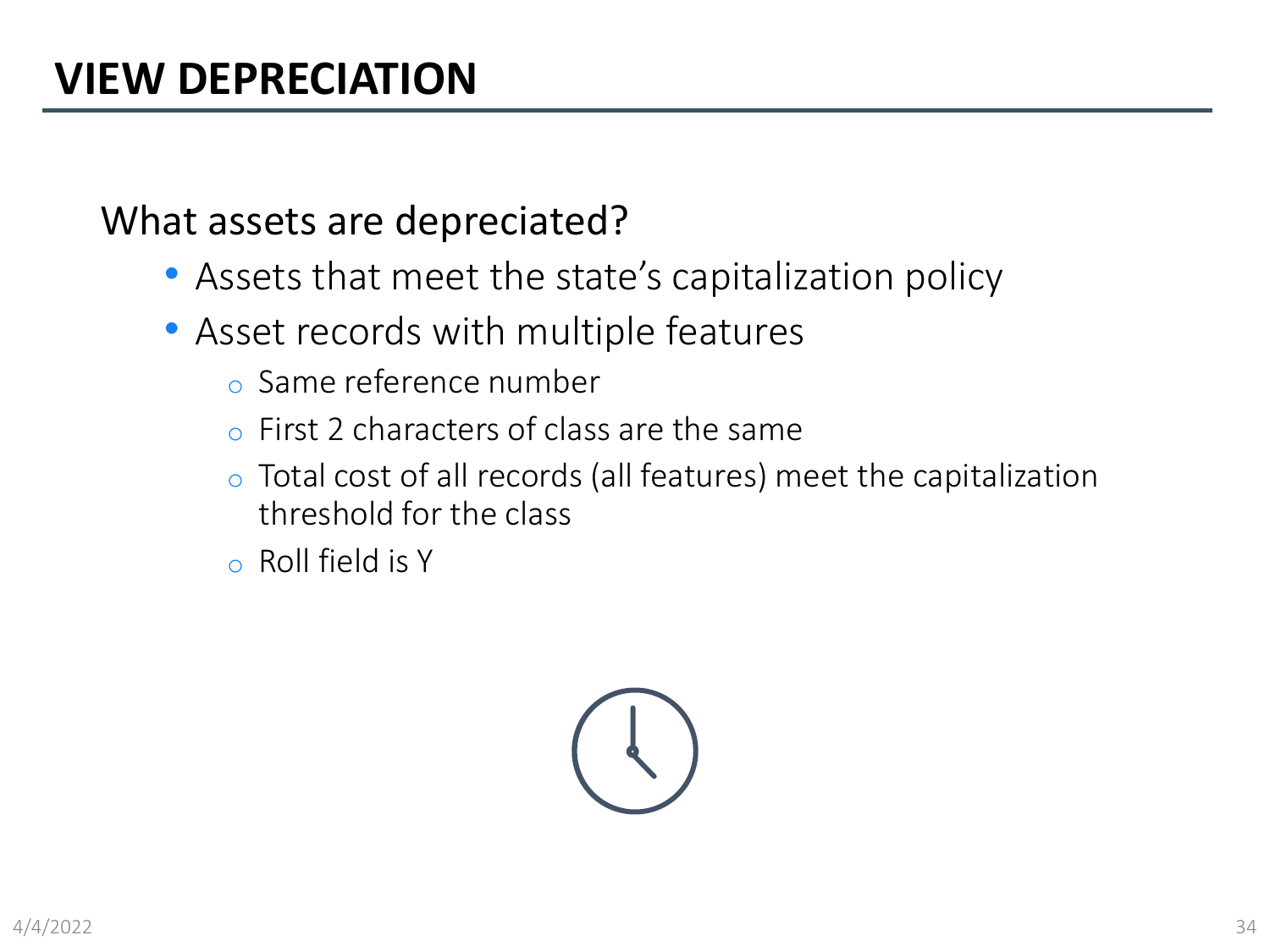# VIEW DEPRECIATION

What assets are depreciated?

- Assets that meet the state's capitalization policy
- Asset records with multiple features
  - Same reference number
  - First 2 characters of class are the same
  - Total cost of all records (all features) meet the capitalization threshold for the class
  - Roll field is Y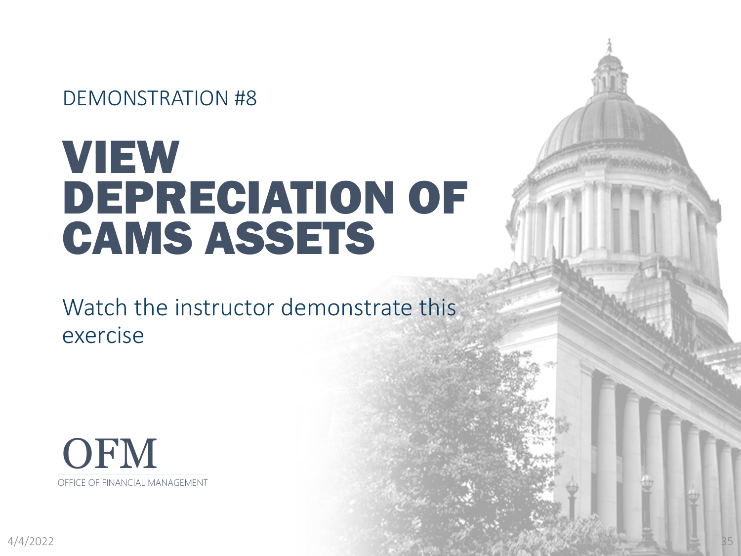DEMONSTRATION #8

# VIEW DEPRECIATION OF CAMS ASSETS

Watch the instructor demonstrate this exercise

OFM

OFFICE OF FINANCIAL MANAGEMENT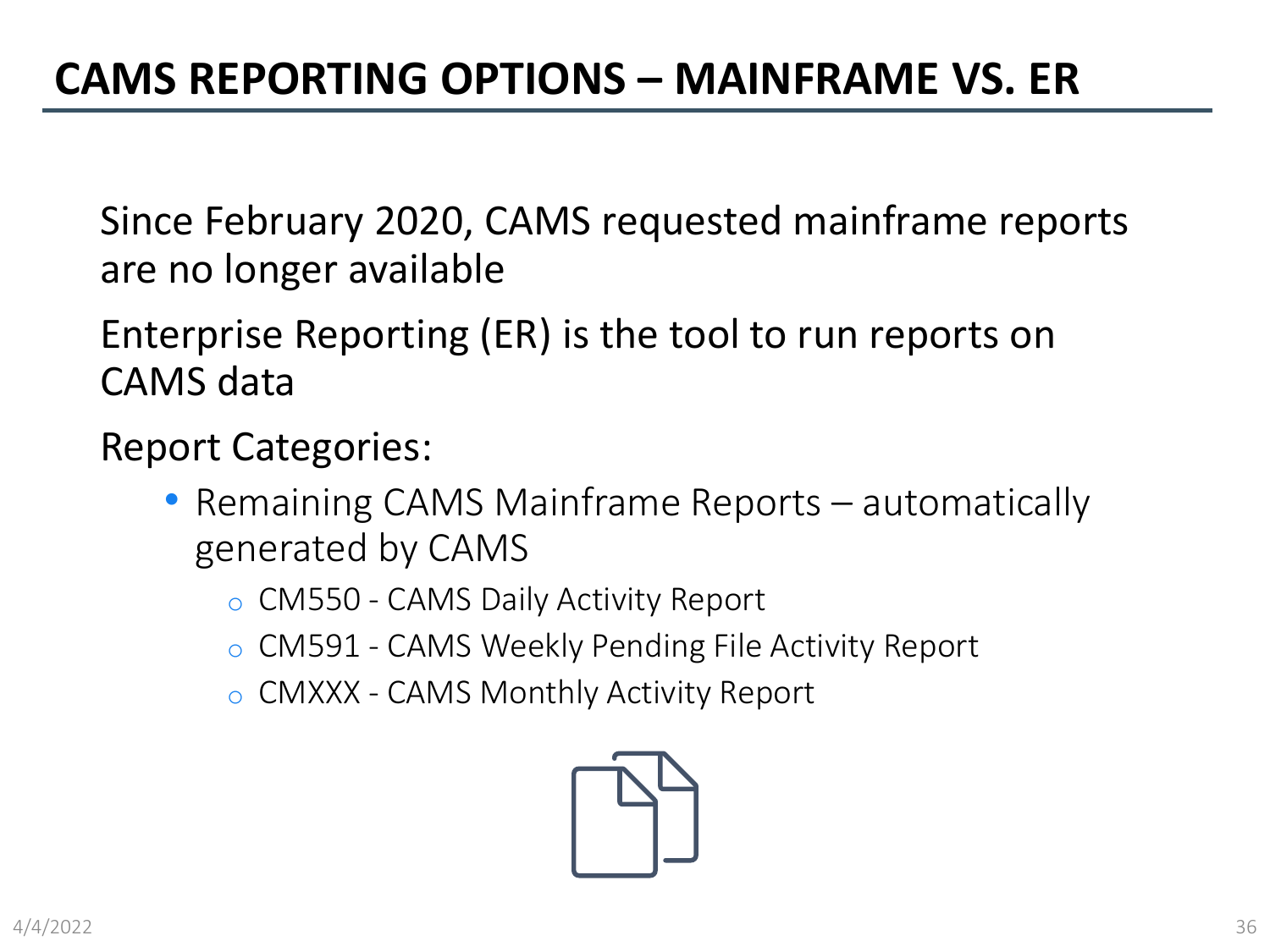# CAMS REPORTING OPTIONS – MAINFRAME VS. ER

Since February 2020, CAMS requested mainframe reports are no longer available

Enterprise Reporting (ER) is the tool to run reports on CAMS data

Report Categories:

- Remaining CAMS Mainframe Reports – automatically generated by CAMS
  - CM550 - CAMS Daily Activity Report
  - CM591 - CAMS Weekly Pending File Activity Report
  - CMXXX - CAMS Monthly Activity Report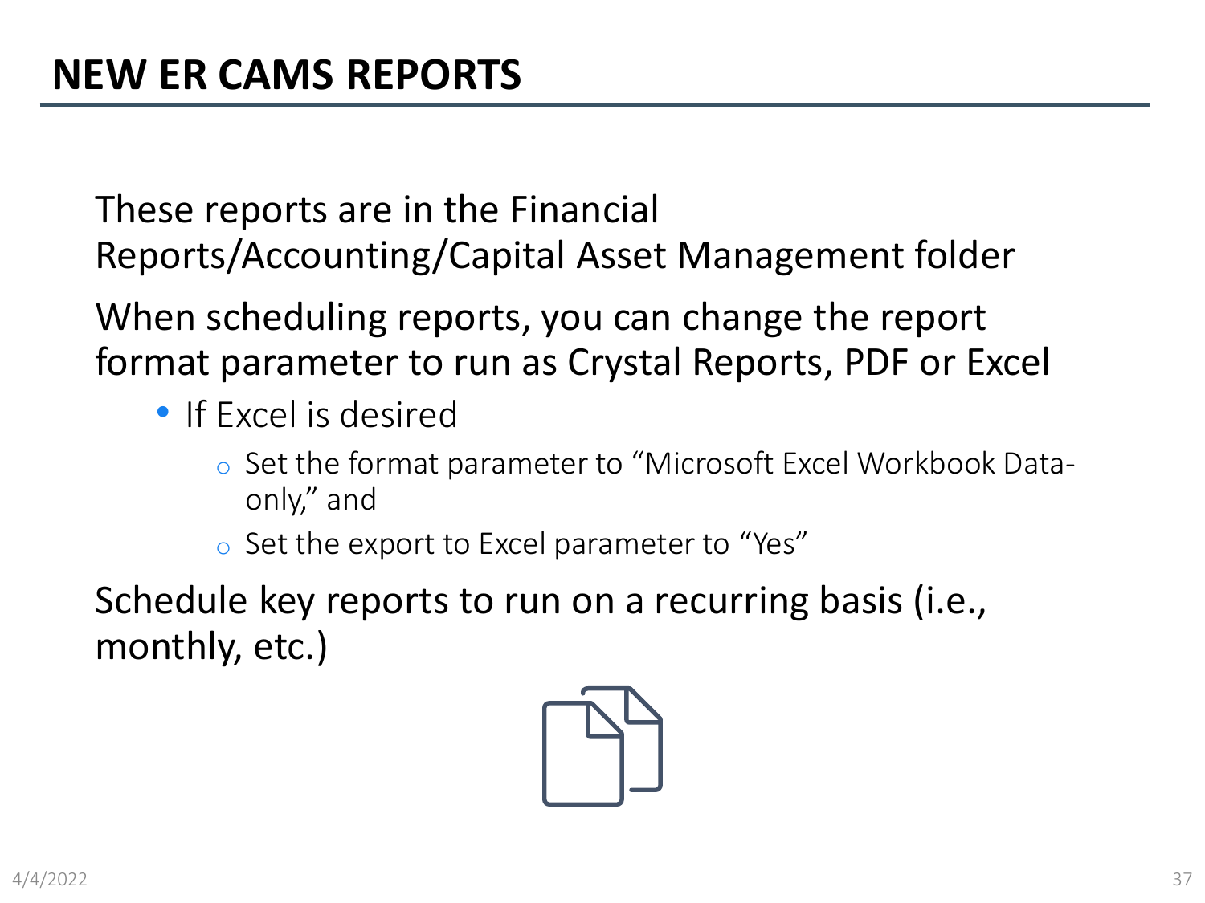# NEW ER CAMS REPORTS

These reports are in the Financial Reports/Accounting/Capital Asset Management folder

When scheduling reports, you can change the report format parameter to run as Crystal Reports, PDF or Excel

- If Excel is desired
  - Set the format parameter to "Microsoft Excel Workbook Data-only," and
  - Set the export to Excel parameter to "Yes"

Schedule key reports to run on a recurring basis (i.e., monthly, etc.)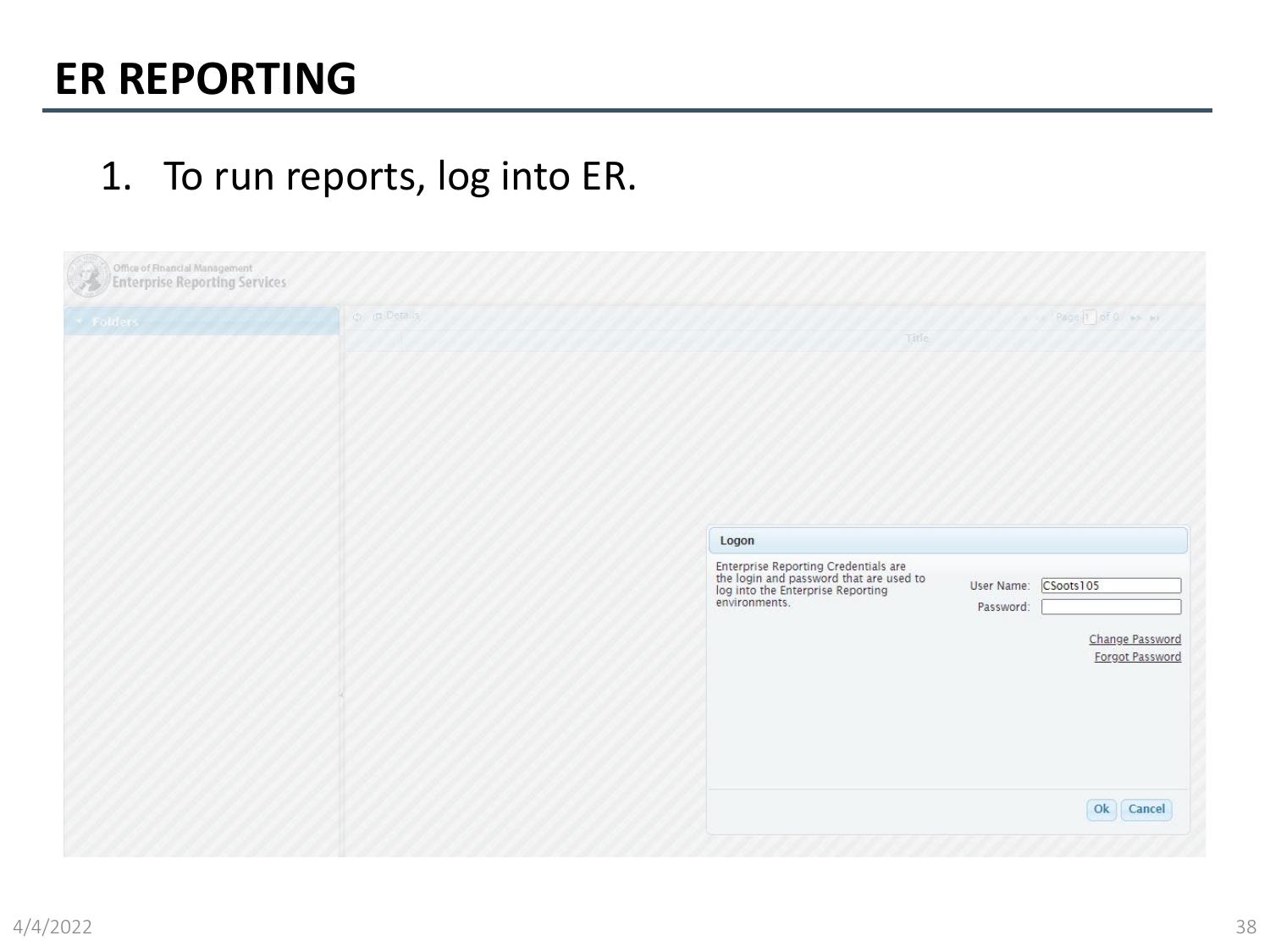# ER REPORTING

1. To run reports, log into ER.

Office of Financial Management
Enterprise Reporting Services

**Logon**

Enterprise Reporting Credentials are the login and password that are used to log into the Enterprise Reporting environments.

User Name: CSoots105

Password:

Change Password

Forgot Password

Ok Cancel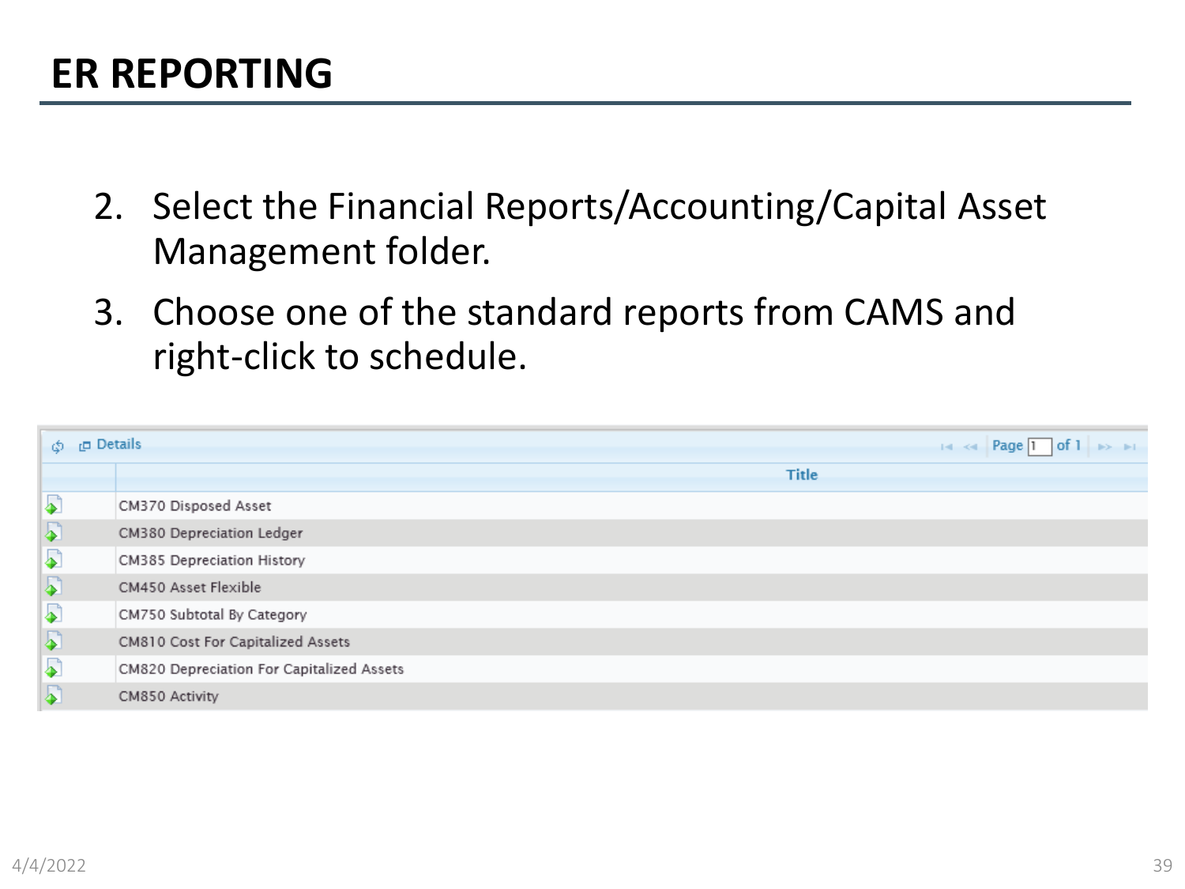# ER REPORTING

2. Select the Financial Reports/Accounting/Capital Asset Management folder.
3. Choose one of the standard reports from CAMS and right-click to schedule.

| | Title |
|---|---|
| | CM370 Disposed Asset |
| | CM380 Depreciation Ledger |
| | CM385 Depreciation History |
| | CM450 Asset Flexible |
| | CM750 Subtotal By Category |
| | CM810 Cost For Capitalized Assets |
| | CM820 Depreciation For Capitalized Assets |
| | CM850 Activity |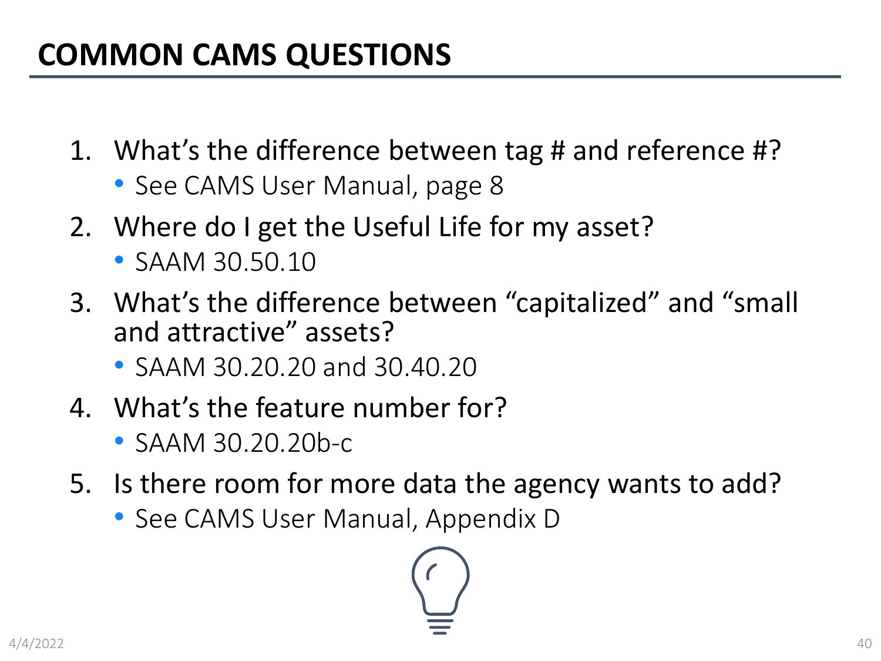# COMMON CAMS QUESTIONS

1. What's the difference between tag # and reference #?
   - See CAMS User Manual, page 8
2. Where do I get the Useful Life for my asset?
   - SAAM 30.50.10
3. What's the difference between "capitalized" and "small and attractive" assets?
   - SAAM 30.20.20 and 30.40.20
4. What's the feature number for?
   - SAAM 30.20.20b-c
5. Is there room for more data the agency wants to add?
   - See CAMS User Manual, Appendix D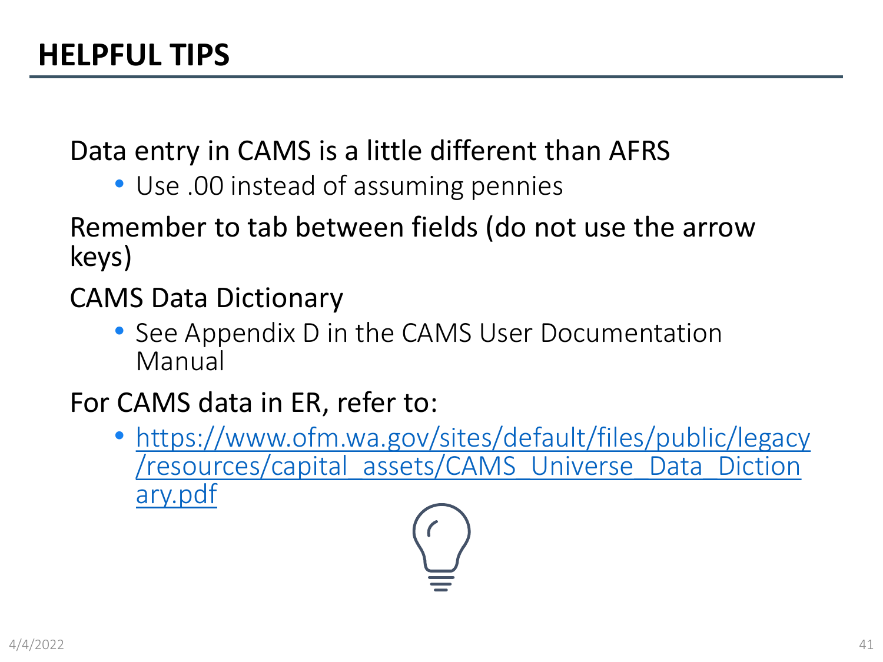# HELPFUL TIPS

Data entry in CAMS is a little different than AFRS

- Use .00 instead of assuming pennies

Remember to tab between fields (do not use the arrow keys)

CAMS Data Dictionary

- See Appendix D in the CAMS User Documentation Manual

For CAMS data in ER, refer to:

- https://www.ofm.wa.gov/sites/default/files/public/legacy/resources/capital_assets/CAMS_Universe_Data_Dictionary.pdf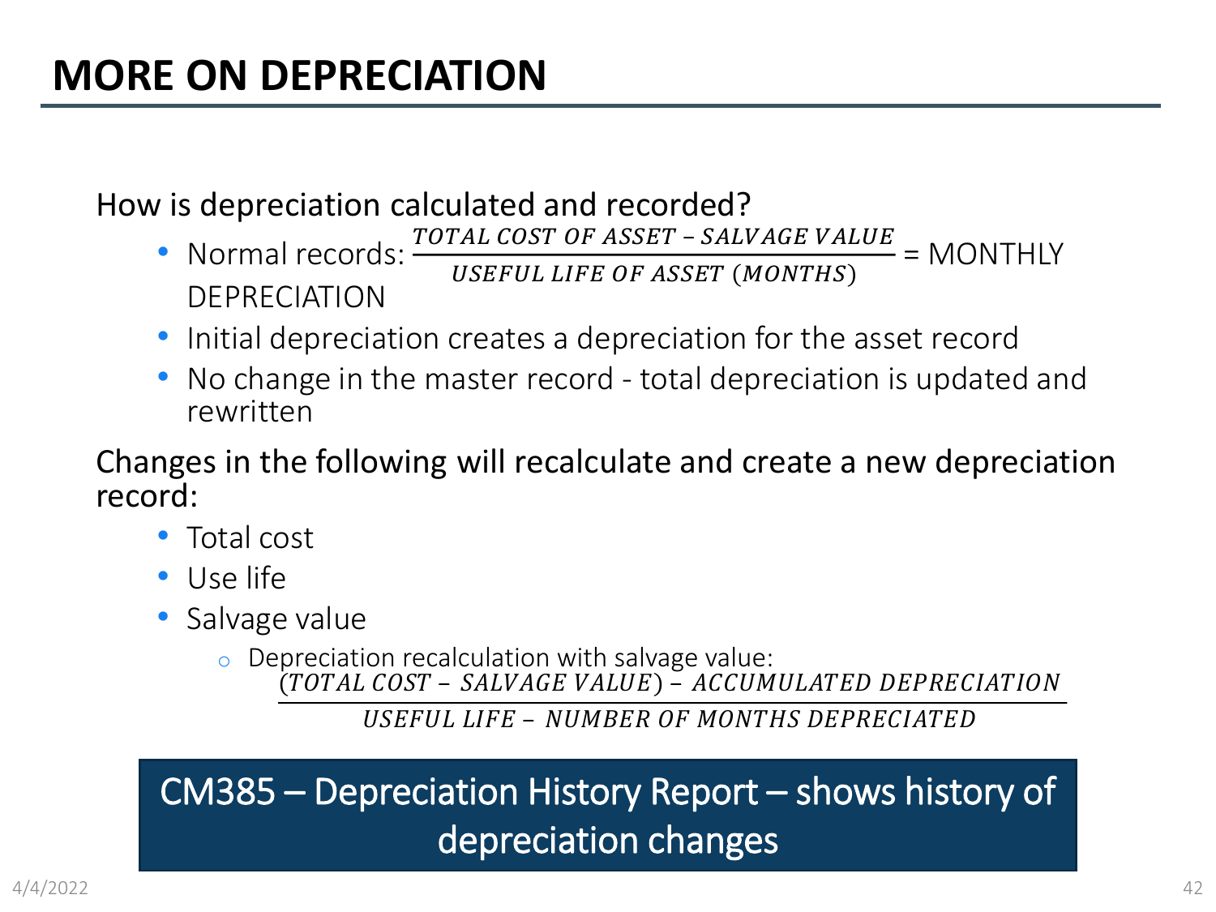# MORE ON DEPRECIATION

How is depreciation calculated and recorded?

- Normal records: $\frac{TOTAL\ COST\ OF\ ASSET - SALVAGE\ VALUE}{USEFUL\ LIFE\ OF\ ASSET\ (MONTHS)}$ = MONTHLY DEPRECIATION
- Initial depreciation creates a depreciation for the asset record
- No change in the master record - total depreciation is updated and rewritten

Changes in the following will recalculate and create a new depreciation record:

- Total cost
- Use life
- Salvage value
  - Depreciation recalculation with salvage value:

$$\frac{(TOTAL\ COST - SALVAGE\ VALUE) - ACCUMULATED\ DEPRECIATION}{USEFUL\ LIFE - NUMBER\ OF\ MONTHS\ DEPRECIATED}$$

CM385 – Depreciation History Report – shows history of depreciation changes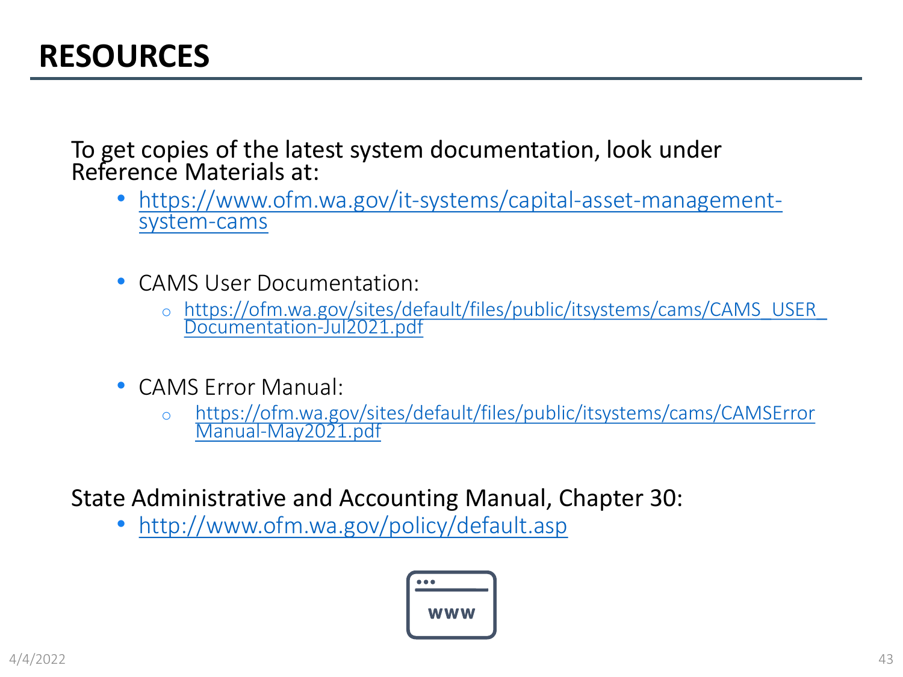# RESOURCES

To get copies of the latest system documentation, look under Reference Materials at:

- https://www.ofm.wa.gov/it-systems/capital-asset-management-system-cams

- CAMS User Documentation:
  - https://ofm.wa.gov/sites/default/files/public/itsystems/cams/CAMS_USER_Documentation-Jul2021.pdf

- CAMS Error Manual:
  - https://ofm.wa.gov/sites/default/files/public/itsystems/cams/CAMSErrorManual-May2021.pdf

State Administrative and Accounting Manual, Chapter 30:

- http://www.ofm.wa.gov/policy/default.asp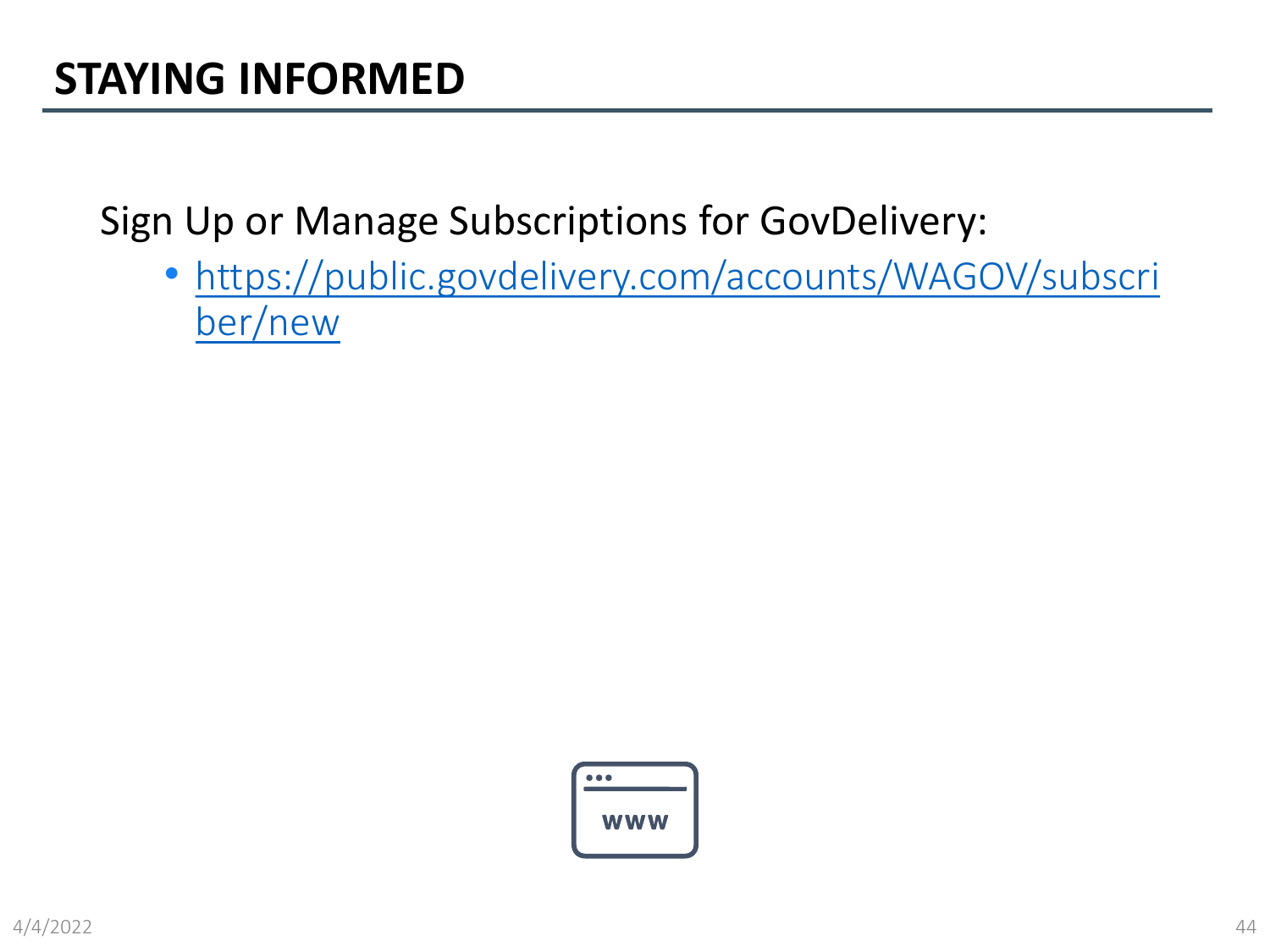## STAYING INFORMED

Sign Up or Manage Subscriptions for GovDelivery:

- https://public.govdelivery.com/accounts/WAGOV/subscriber/new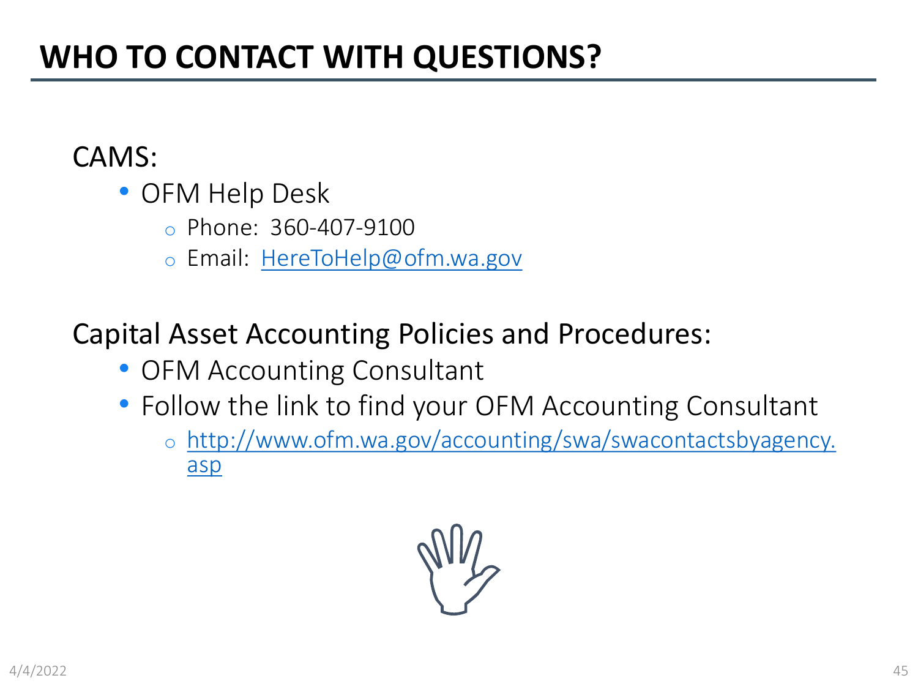# WHO TO CONTACT WITH QUESTIONS?

CAMS:

- OFM Help Desk
  - Phone: 360-407-9100
  - Email: HereToHelp@ofm.wa.gov

Capital Asset Accounting Policies and Procedures:

- OFM Accounting Consultant
- Follow the link to find your OFM Accounting Consultant
  - http://www.ofm.wa.gov/accounting/swa/swacontactsbyagency.asp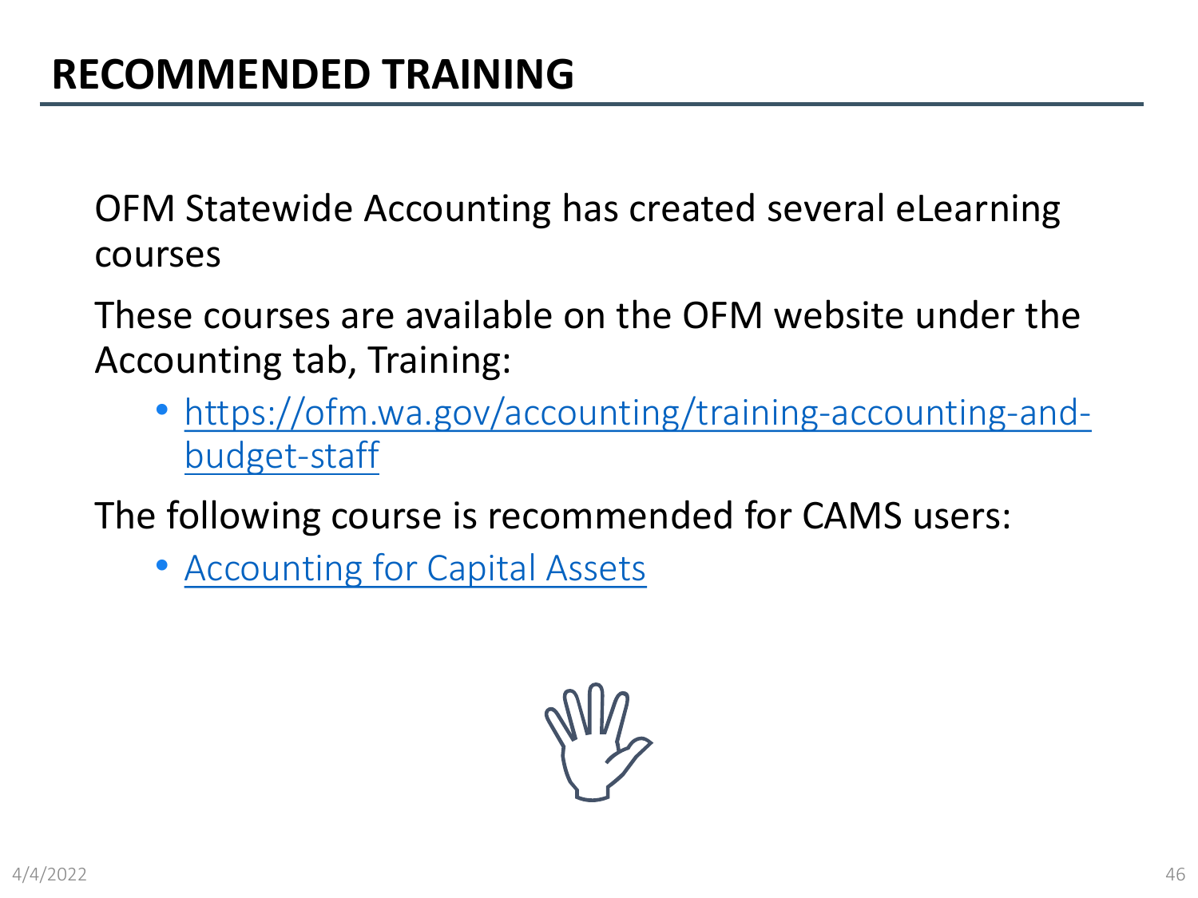# RECOMMENDED TRAINING

OFM Statewide Accounting has created several eLearning courses

These courses are available on the OFM website under the Accounting tab, Training:

- https://ofm.wa.gov/accounting/training-accounting-and-budget-staff

The following course is recommended for CAMS users:

- Accounting for Capital Assets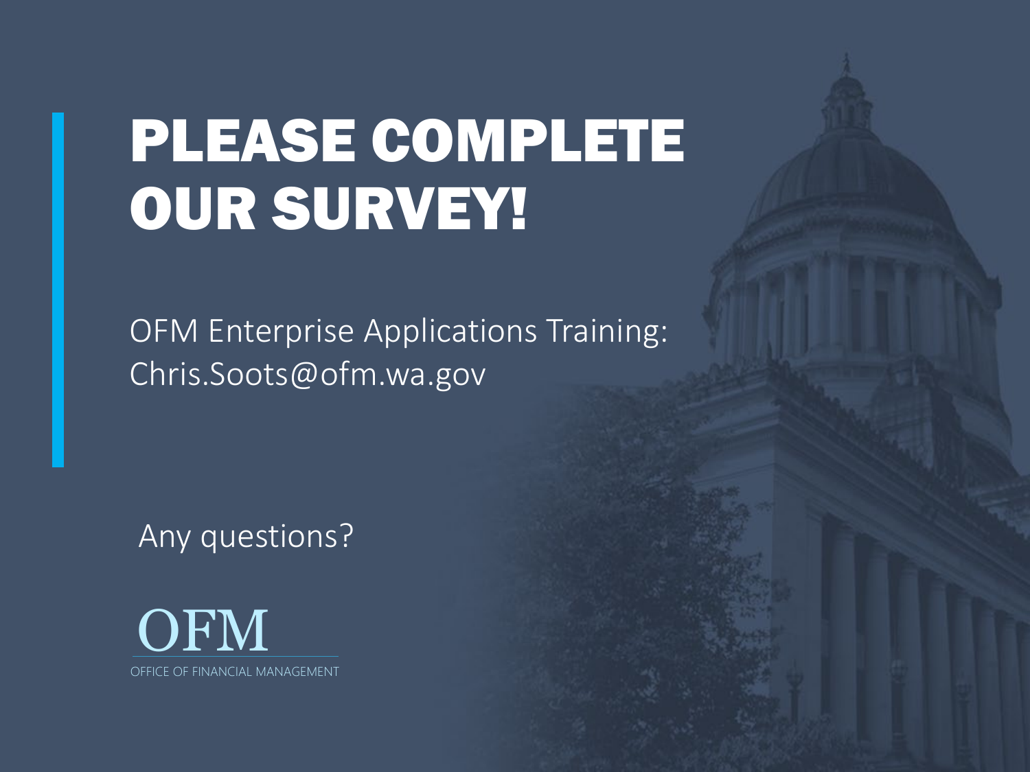# PLEASE COMPLETE OUR SURVEY!

OFM Enterprise Applications Training:
Chris.Soots@ofm.wa.gov

Any questions?

OFM
OFFICE OF FINANCIAL MANAGEMENT